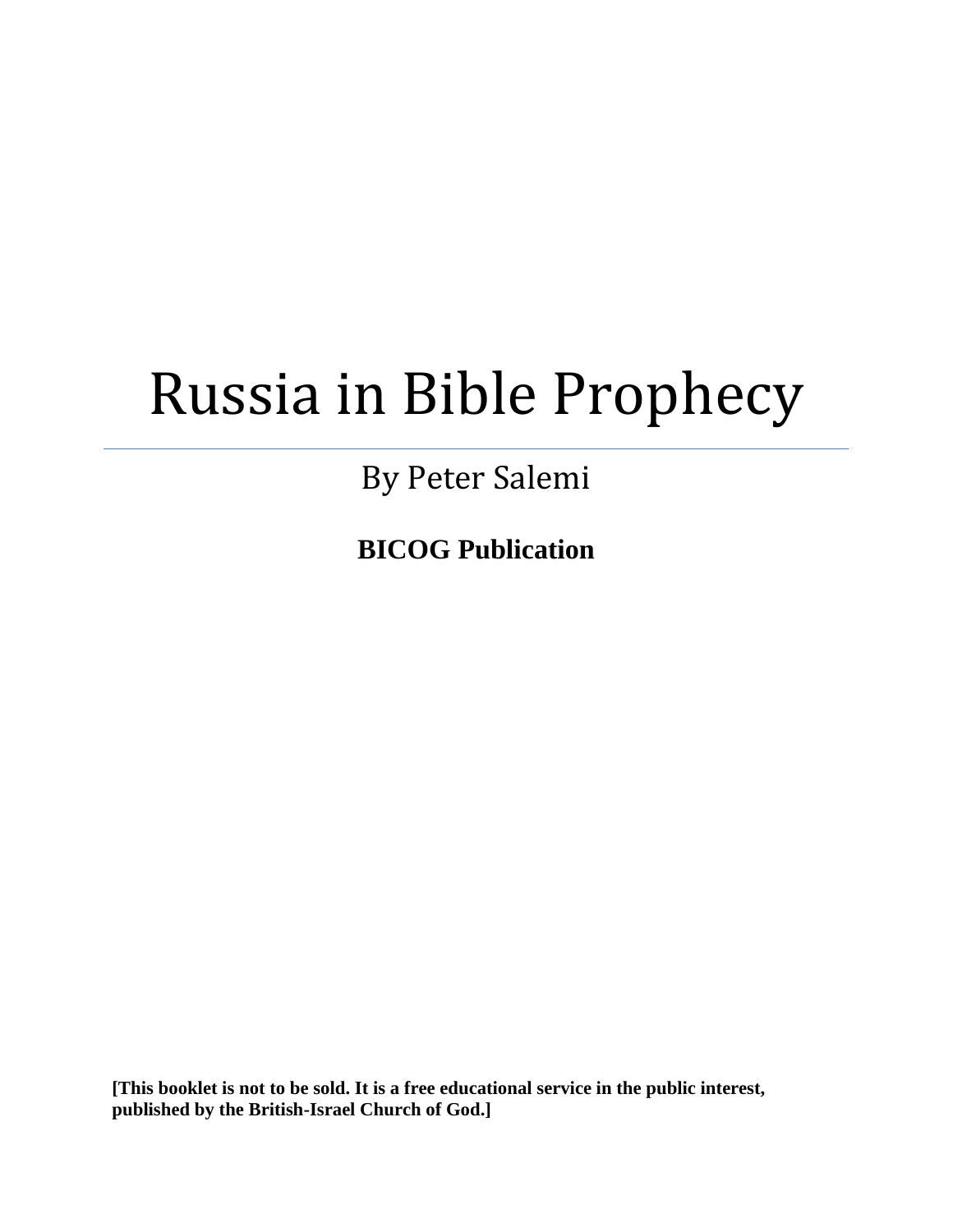# Russia in Bible Prophecy

By Peter Salemi

**BICOG Publication**

**[This booklet is not to be sold. It is a free educational service in the public interest, published by the British-Israel Church of God.]**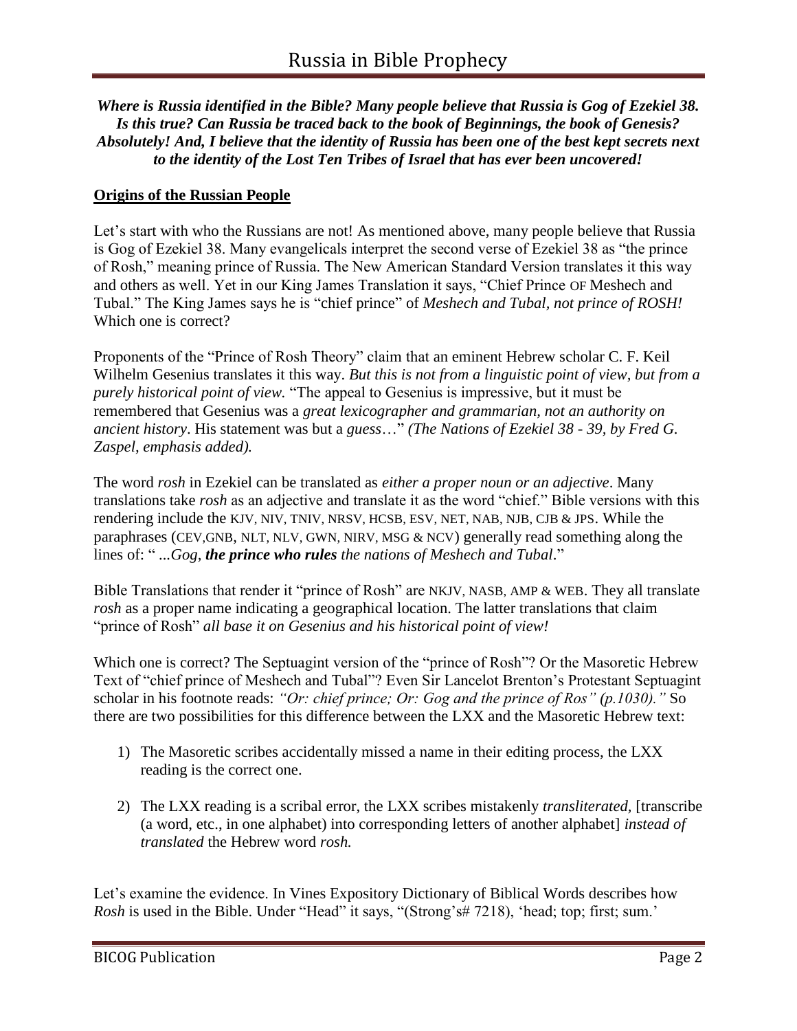*Where is Russia identified in the Bible? Many people believe that Russia is Gog of Ezekiel 38. Is this true? Can Russia be traced back to the book of Beginnings, the book of Genesis? Absolutely! And, I believe that the identity of Russia has been one of the best kept secrets next to the identity of the Lost Ten Tribes of Israel that has ever been uncovered!*

## Origins of the Russian People

Let's start with who the Russians are not! As mentioned above, many people believe that Russia is Gog of Ezekiel 38. Many evangelicals interpret the second verse of Ezekiel 38 as "the prince of Rosh," meaning prince of Russia. The New American Standard Version translates it this way and others as well. Yet in our King James Translation it says, "Chief Prince OF Meshech and Tubal." The King James says he is "chief prince" of *Meshech and Tubal, not prince of ROSH!* Which one is correct?

Proponents of the "Prince of Rosh Theory" claim that an eminent Hebrew scholar C. F. Keil Wilhelm Gesenius translates it this way. *But this is not from a linguistic point of view, but from a purely historical point of view.* "The appeal to Gesenius is impressive, but it must be remembered that Gesenius was a *great lexicographer and grammarian, not an authority on ancient history*. His statement was but a *guess*…" *(The Nations of Ezekiel 38 - 39, by Fred G. Zaspel, emphasis added).*

The word *rosh* in Ezekiel can be translated as *either a proper noun or an adjective*. Many translations take *rosh* as an adjective and translate it as the word "chief." Bible versions with this rendering include the KJV, NIV, TNIV, NRSV, HCSB, ESV, NET, NAB, NJB, CJB & JPS. While the paraphrases (CEV,GNB, NLT, NLV, GWN, NIRV, MSG & NCV) generally read something along the lines of: " *...Gog, **the prince who rules** the nations of Meshech and Tubal*."

Bible Translations that render it "prince of Rosh" are NKJV, NASB, AMP & WEB. They all translate *rosh* as a proper name indicating a geographical location. The latter translations that claim "prince of Rosh" *all base it on Gesenius and his historical point of view!*

Which one is correct? The Septuagint version of the "prince of Rosh"? Or the Masoretic Hebrew Text of "chief prince of Meshech and Tubal"? Even Sir Lancelot Brenton's Protestant Septuagint scholar in his footnote reads: *"Or: chief prince; Or: Gog and the prince of Ros" (p.1030)."* So there are two possibilities for this difference between the LXX and the Masoretic Hebrew text:

1) The Masoretic scribes accidentally missed a name in their editing process, the LXX reading is the correct one.

2) The LXX reading is a scribal error, the LXX scribes mistakenly *transliterated,* [transcribe (a word, etc., in one alphabet) into corresponding letters of another alphabet] *instead of translated* the Hebrew word *rosh.*

Let's examine the evidence. In Vines Expository Dictionary of Biblical Words describes how *Rosh* is used in the Bible. Under "Head" it says, "(Strong's# 7218), 'head; top; first; sum.'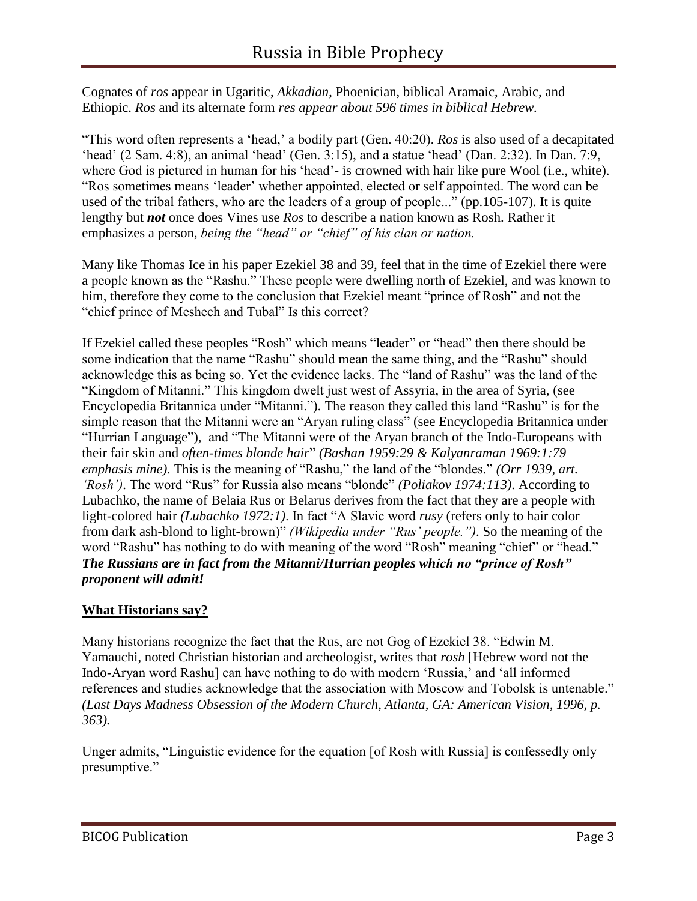Cognates of *ros* appear in Ugaritic, *Akkadian*, Phoenician, biblical Aramaic, Arabic, and Ethiopic. *Ros* and its alternate form *res appear about 596 times in biblical Hebrew.*

"This word often represents a 'head,' a bodily part (Gen. 40:20). *Ros* is also used of a decapitated 'head' (2 Sam. 4:8), an animal 'head' (Gen. 3:15), and a statue 'head' (Dan. 2:32). In Dan. 7:9, where God is pictured in human for his 'head'- is crowned with hair like pure Wool (i.e., white). "Ros sometimes means 'leader' whether appointed, elected or self appointed. The word can be used of the tribal fathers, who are the leaders of a group of people..." (pp.105-107). It is quite lengthy but ***not*** once does Vines use *Ros* to describe a nation known as Rosh. Rather it emphasizes a person, *being the "head" or "chief" of his clan or nation.*

Many like Thomas Ice in his paper Ezekiel 38 and 39, feel that in the time of Ezekiel there were a people known as the "Rashu." These people were dwelling north of Ezekiel, and was known to him, therefore they come to the conclusion that Ezekiel meant "prince of Rosh" and not the "chief prince of Meshech and Tubal" Is this correct?

If Ezekiel called these peoples "Rosh" which means "leader" or "head" then there should be some indication that the name "Rashu" should mean the same thing, and the "Rashu" should acknowledge this as being so. Yet the evidence lacks. The "land of Rashu" was the land of the "Kingdom of Mitanni." This kingdom dwelt just west of Assyria, in the area of Syria, (see Encyclopedia Britannica under "Mitanni."). The reason they called this land "Rashu" is for the simple reason that the Mitanni were an "Aryan ruling class" (see Encyclopedia Britannica under "Hurrian Language"), and "The Mitanni were of the Aryan branch of the Indo-Europeans with their fair skin and *often-times blonde hair*" *(Bashan 1959:29 & Kalyanraman 1969:1:79 emphasis mine)*. This is the meaning of "Rashu," the land of the "blondes." *(Orr 1939, art. 'Rosh')*. The word "Rus" for Russia also means "blonde" *(Poliakov 1974:113)*. According to Lubachko, the name of Belaia Rus or Belarus derives from the fact that they are a people with light-colored hair *(Lubachko 1972:1)*. In fact "A Slavic word *rusy* (refers only to hair color — from dark ash-blond to light-brown)" *(Wikipedia under "Rus' people.")*. So the meaning of the word "Rashu" has nothing to do with meaning of the word "Rosh" meaning "chief" or "head." ***The Russians are in fact from the Mitanni/Hurrian peoples which no "prince of Rosh" proponent will admit!***

## What Historians say?

Many historians recognize the fact that the Rus, are not Gog of Ezekiel 38. "Edwin M. Yamauchi, noted Christian historian and archeologist, writes that *rosh* [Hebrew word not the Indo-Aryan word Rashu] can have nothing to do with modern 'Russia,' and 'all informed references and studies acknowledge that the association with Moscow and Tobolsk is untenable." *(Last Days Madness Obsession of the Modern Church, Atlanta, GA: American Vision, 1996, p. 363).*

Unger admits, "Linguistic evidence for the equation [of Rosh with Russia] is confessedly only presumptive."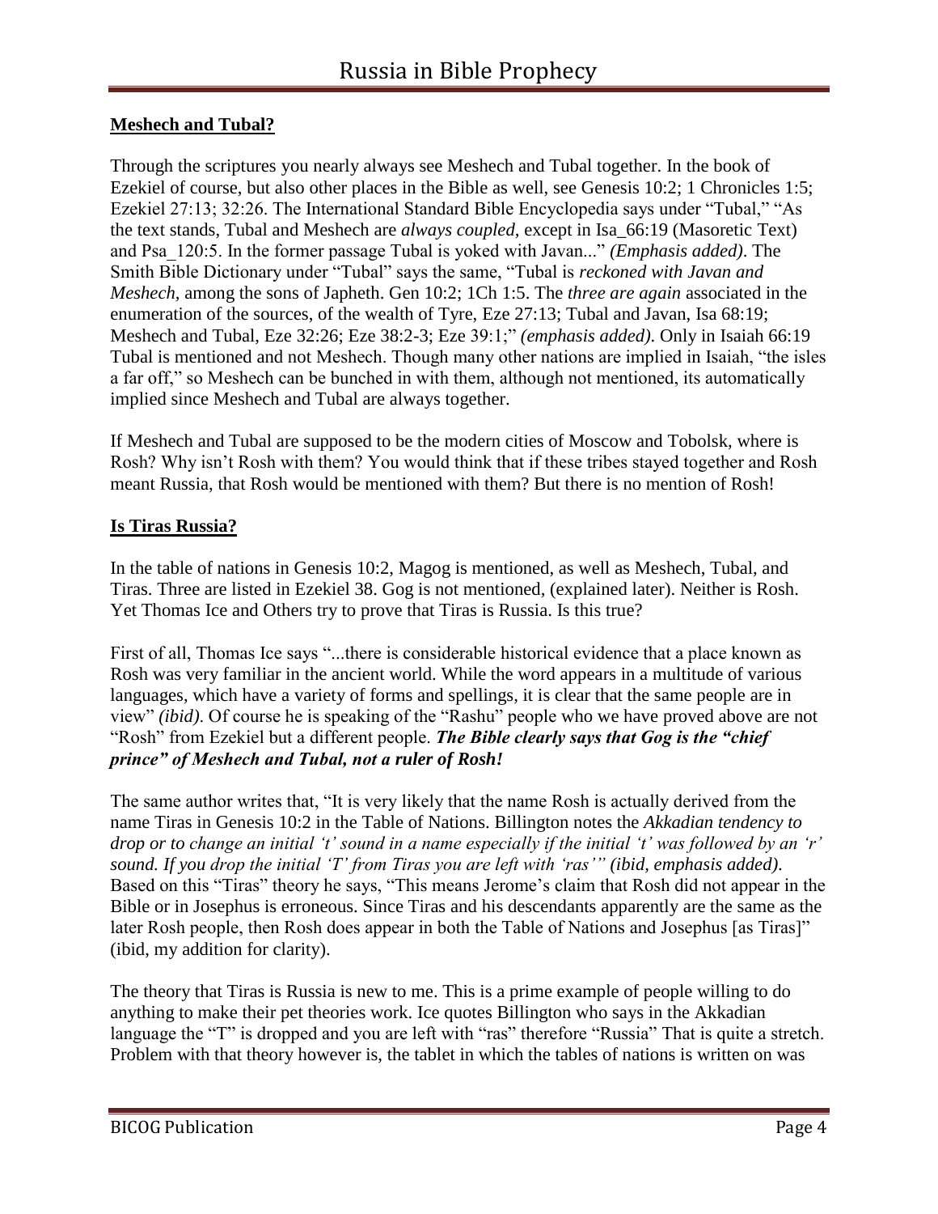## **Meshech and Tubal?**

Through the scriptures you nearly always see Meshech and Tubal together. In the book of Ezekiel of course, but also other places in the Bible as well, see Genesis 10:2; 1 Chronicles 1:5; Ezekiel 27:13; 32:26. The International Standard Bible Encyclopedia says under "Tubal," "As the text stands, Tubal and Meshech are *always coupled,* except in Isa_66:19 (Masoretic Text) and Psa_120:5. In the former passage Tubal is yoked with Javan..." *(Emphasis added)*. The Smith Bible Dictionary under "Tubal" says the same, "Tubal is *reckoned with Javan and Meshech,* among the sons of Japheth. Gen 10:2; 1Ch 1:5. The *three are again* associated in the enumeration of the sources, of the wealth of Tyre, Eze 27:13; Tubal and Javan, Isa 68:19; Meshech and Tubal, Eze 32:26; Eze 38:2-3; Eze 39:1;" *(emphasis added)*. Only in Isaiah 66:19 Tubal is mentioned and not Meshech. Though many other nations are implied in Isaiah, "the isles a far off," so Meshech can be bunched in with them, although not mentioned, its automatically implied since Meshech and Tubal are always together.

If Meshech and Tubal are supposed to be the modern cities of Moscow and Tobolsk, where is Rosh? Why isn't Rosh with them? You would think that if these tribes stayed together and Rosh meant Russia, that Rosh would be mentioned with them? But there is no mention of Rosh!

## **Is Tiras Russia?**

In the table of nations in Genesis 10:2, Magog is mentioned, as well as Meshech, Tubal, and Tiras. Three are listed in Ezekiel 38. Gog is not mentioned, (explained later). Neither is Rosh. Yet Thomas Ice and Others try to prove that Tiras is Russia. Is this true?

First of all, Thomas Ice says "...there is considerable historical evidence that a place known as Rosh was very familiar in the ancient world. While the word appears in a multitude of various languages, which have a variety of forms and spellings, it is clear that the same people are in view" *(ibid)*. Of course he is speaking of the "Rashu" people who we have proved above are not "Rosh" from Ezekiel but a different people. ***The Bible clearly says that Gog is the "chief prince" of Meshech and Tubal, not a ruler of Rosh!***

The same author writes that, "It is very likely that the name Rosh is actually derived from the name Tiras in Genesis 10:2 in the Table of Nations. Billington notes the *Akkadian tendency to drop or to change an initial 't' sound in a name especially if the initial 't' was followed by an 'r' sound. If you drop the initial 'T' from Tiras you are left with 'ras'" (ibid, emphasis added)*. Based on this "Tiras" theory he says, "This means Jerome's claim that Rosh did not appear in the Bible or in Josephus is erroneous. Since Tiras and his descendants apparently are the same as the later Rosh people, then Rosh does appear in both the Table of Nations and Josephus [as Tiras]" (ibid, my addition for clarity).

The theory that Tiras is Russia is new to me. This is a prime example of people willing to do anything to make their pet theories work. Ice quotes Billington who says in the Akkadian language the "T" is dropped and you are left with "ras" therefore "Russia" That is quite a stretch. Problem with that theory however is, the tablet in which the tables of nations is written on was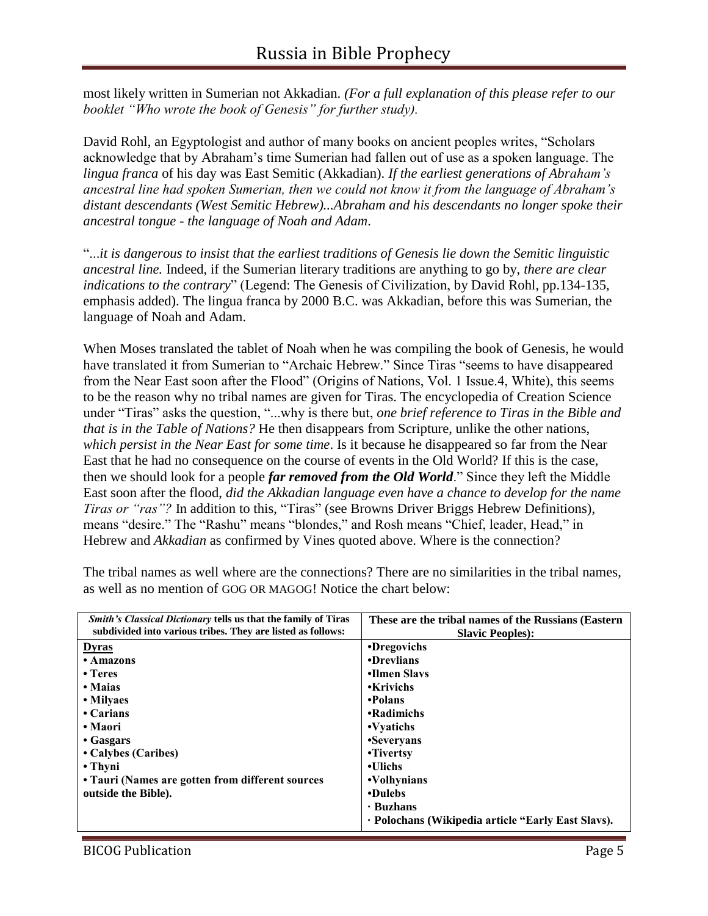most likely written in Sumerian not Akkadian. *(For a full explanation of this please refer to our booklet "Who wrote the book of Genesis" for further study).*

David Rohl, an Egyptologist and author of many books on ancient peoples writes, "Scholars acknowledge that by Abraham's time Sumerian had fallen out of use as a spoken language. The *lingua franca* of his day was East Semitic (Akkadian). *If the earliest generations of Abraham's ancestral line had spoken Sumerian, then we could not know it from the language of Abraham's distant descendants (West Semitic Hebrew)...Abraham and his descendants no longer spoke their ancestral tongue - the language of Noah and Adam*.

"*...it is dangerous to insist that the earliest traditions of Genesis lie down the Semitic linguistic ancestral line.* Indeed, if the Sumerian literary traditions are anything to go by, *there are clear indications to the contrary*" (Legend: The Genesis of Civilization, by David Rohl, pp.134-135, emphasis added). The lingua franca by 2000 B.C. was Akkadian, before this was Sumerian, the language of Noah and Adam.

When Moses translated the tablet of Noah when he was compiling the book of Genesis, he would have translated it from Sumerian to "Archaic Hebrew." Since Tiras "seems to have disappeared from the Near East soon after the Flood" (Origins of Nations, Vol. 1 Issue.4, White), this seems to be the reason why no tribal names are given for Tiras. The encyclopedia of Creation Science under "Tiras" asks the question, "...why is there but, *one brief reference to Tiras in the Bible and that is in the Table of Nations?* He then disappears from Scripture, unlike the other nations, *which persist in the Near East for some time*. Is it because he disappeared so far from the Near East that he had no consequence on the course of events in the Old World? If this is the case, then we should look for a people ***far removed from the Old World***." Since they left the Middle East soon after the flood, *did the Akkadian language even have a chance to develop for the name Tiras or "ras"?* In addition to this, "Tiras" (see Browns Driver Briggs Hebrew Definitions), means "desire." The "Rashu" means "blondes," and Rosh means "Chief, leader, Head," in Hebrew and *Akkadian* as confirmed by Vines quoted above. Where is the connection?

The tribal names as well where are the connections? There are no similarities in the tribal names, as well as no mention of GOG OR MAGOG! Notice the chart below:

| ***Smith's Classical Dictionary* tells us that the family of Tiras subdivided into various tribes. They are listed as follows:** | **These are the tribal names of the Russians (Eastern Slavic Peoples):** |
|---|---|
| **Dyras** | **•Dregovichs** |
| **• Amazons** | **•Drevlians** |
| **• Teres** | **•Ilmen Slavs** |
| **• Maias** | **•Krivichs** |
| **• Milyaes** | **•Polans** |
| **• Carians** | **•Radimichs** |
| **• Maori** | **•Vyatichs** |
| **• Gasgars** | **•Severyans** |
| **• Calybes (Caribes)** | **•Tivertsy** |
| **• Thyni** | **•Ulichs** |
| **• Tauri (Names are gotten from different sources outside the Bible).** | **•Volhynians** |
| | **•Dulebs** |
| | **· Buzhans** |
| | **· Polochans (Wikipedia article "Early East Slavs).** |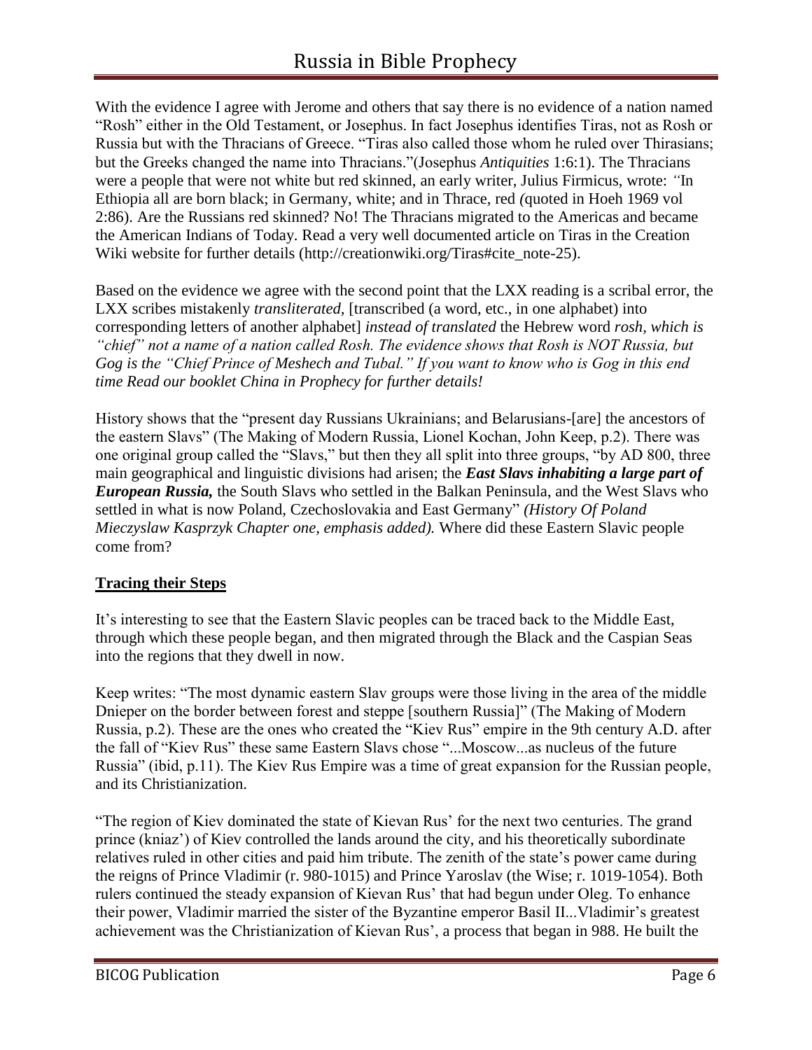With the evidence I agree with Jerome and others that say there is no evidence of a nation named "Rosh" either in the Old Testament, or Josephus. In fact Josephus identifies Tiras, not as Rosh or Russia but with the Thracians of Greece. "Tiras also called those whom he ruled over Thirasians; but the Greeks changed the name into Thracians."(Josephus *Antiquities* 1:6:1). The Thracians were a people that were not white but red skinned, an early writer, Julius Firmicus, wrote: *"*In Ethiopia all are born black; in Germany, white; and in Thrace, red *(*quoted in Hoeh 1969 vol 2:86). Are the Russians red skinned? No! The Thracians migrated to the Americas and became the American Indians of Today. Read a very well documented article on Tiras in the Creation Wiki website for further details (http://creationwiki.org/Tiras#cite_note-25).

Based on the evidence we agree with the second point that the LXX reading is a scribal error, the LXX scribes mistakenly *transliterated,* [transcribed (a word, etc., in one alphabet) into corresponding letters of another alphabet] *instead of translated* the Hebrew word *rosh, which is "chief" not a name of a nation called Rosh. The evidence shows that Rosh is NOT Russia, but Gog is the "Chief Prince of Meshech and Tubal." If you want to know who is Gog in this end time Read our booklet China in Prophecy for further details!*

History shows that the "present day Russians Ukrainians; and Belarusians-[are] the ancestors of the eastern Slavs" (The Making of Modern Russia, Lionel Kochan, John Keep, p.2). There was one original group called the "Slavs," but then they all split into three groups, "by AD 800, three main geographical and linguistic divisions had arisen; the ***East Slavs inhabiting a large part of European Russia,*** the South Slavs who settled in the Balkan Peninsula, and the West Slavs who settled in what is now Poland, Czechoslovakia and East Germany" *(History Of Poland Mieczyslaw Kasprzyk Chapter one, emphasis added).* Where did these Eastern Slavic people come from?

## Tracing their Steps

It's interesting to see that the Eastern Slavic peoples can be traced back to the Middle East, through which these people began, and then migrated through the Black and the Caspian Seas into the regions that they dwell in now.

Keep writes: "The most dynamic eastern Slav groups were those living in the area of the middle Dnieper on the border between forest and steppe [southern Russia]" (The Making of Modern Russia, p.2). These are the ones who created the "Kiev Rus" empire in the 9th century A.D. after the fall of "Kiev Rus" these same Eastern Slavs chose "...Moscow...as nucleus of the future Russia" (ibid, p.11). The Kiev Rus Empire was a time of great expansion for the Russian people, and its Christianization.

"The region of Kiev dominated the state of Kievan Rus' for the next two centuries. The grand prince (kniaz') of Kiev controlled the lands around the city, and his theoretically subordinate relatives ruled in other cities and paid him tribute. The zenith of the state's power came during the reigns of Prince Vladimir (r. 980-1015) and Prince Yaroslav (the Wise; r. 1019-1054). Both rulers continued the steady expansion of Kievan Rus' that had begun under Oleg. To enhance their power, Vladimir married the sister of the Byzantine emperor Basil II...Vladimir's greatest achievement was the Christianization of Kievan Rus', a process that began in 988. He built the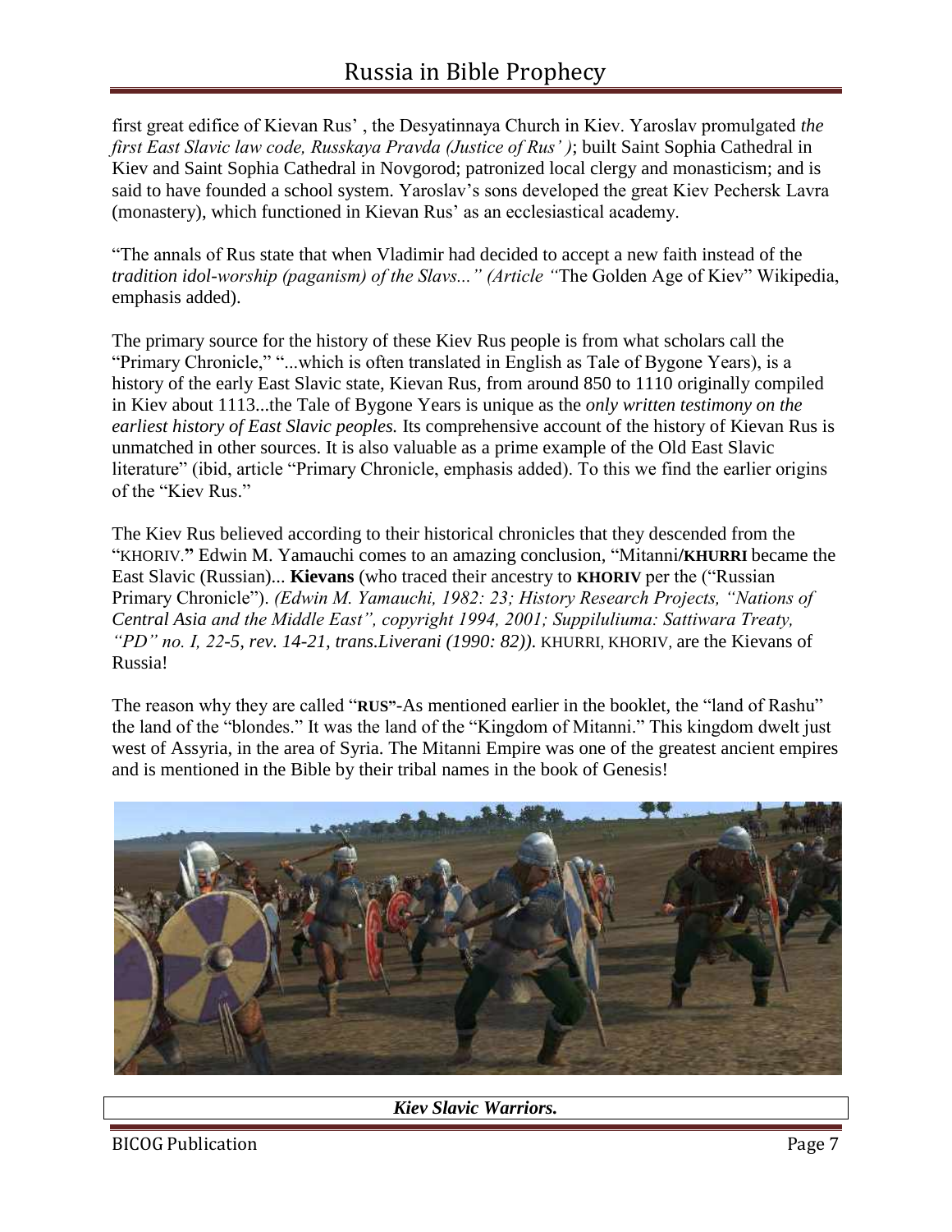first great edifice of Kievan Rus' , the Desyatinnaya Church in Kiev. Yaroslav promulgated *the first East Slavic law code, Russkaya Pravda (Justice of Rus' )*; built Saint Sophia Cathedral in Kiev and Saint Sophia Cathedral in Novgorod; patronized local clergy and monasticism; and is said to have founded a school system. Yaroslav's sons developed the great Kiev Pechersk Lavra (monastery), which functioned in Kievan Rus' as an ecclesiastical academy.

"The annals of Rus state that when Vladimir had decided to accept a new faith instead of the *tradition idol-worship (paganism) of the Slavs..." (Article "*The Golden Age of Kiev" Wikipedia, emphasis added).

The primary source for the history of these Kiev Rus people is from what scholars call the "Primary Chronicle," "...which is often translated in English as Tale of Bygone Years), is a history of the early East Slavic state, Kievan Rus, from around 850 to 1110 originally compiled in Kiev about 1113...the Tale of Bygone Years is unique as the *only written testimony on the earliest history of East Slavic peoples.* Its comprehensive account of the history of Kievan Rus is unmatched in other sources. It is also valuable as a prime example of the Old East Slavic literature" (ibid, article "Primary Chronicle, emphasis added). To this we find the earlier origins of the "Kiev Rus."

The Kiev Rus believed according to their historical chronicles that they descended from the "KHORIV.**"** Edwin M. Yamauchi comes to an amazing conclusion, "Mitanni/**KHURRI** became the East Slavic (Russian)... **Kievans** (who traced their ancestry to **KHORIV** per the ("Russian Primary Chronicle"). *(Edwin M. Yamauchi, 1982: 23; History Research Projects, "Nations of Central Asia and the Middle East", copyright 1994, 2001; Suppiluliuma: Sattiwara Treaty, "PD" no. I, 22-5, rev. 14-21, trans.Liverani (1990: 82)).* KHURRI, KHORIV, are the Kievans of Russia!

The reason why they are called "**RUS**"-As mentioned earlier in the booklet, the "land of Rashu" the land of the "blondes." It was the land of the "Kingdom of Mitanni." This kingdom dwelt just west of Assyria, in the area of Syria. The Mitanni Empire was one of the greatest ancient empires and is mentioned in the Bible by their tribal names in the book of Genesis!

***Kiev Slavic Warriors.***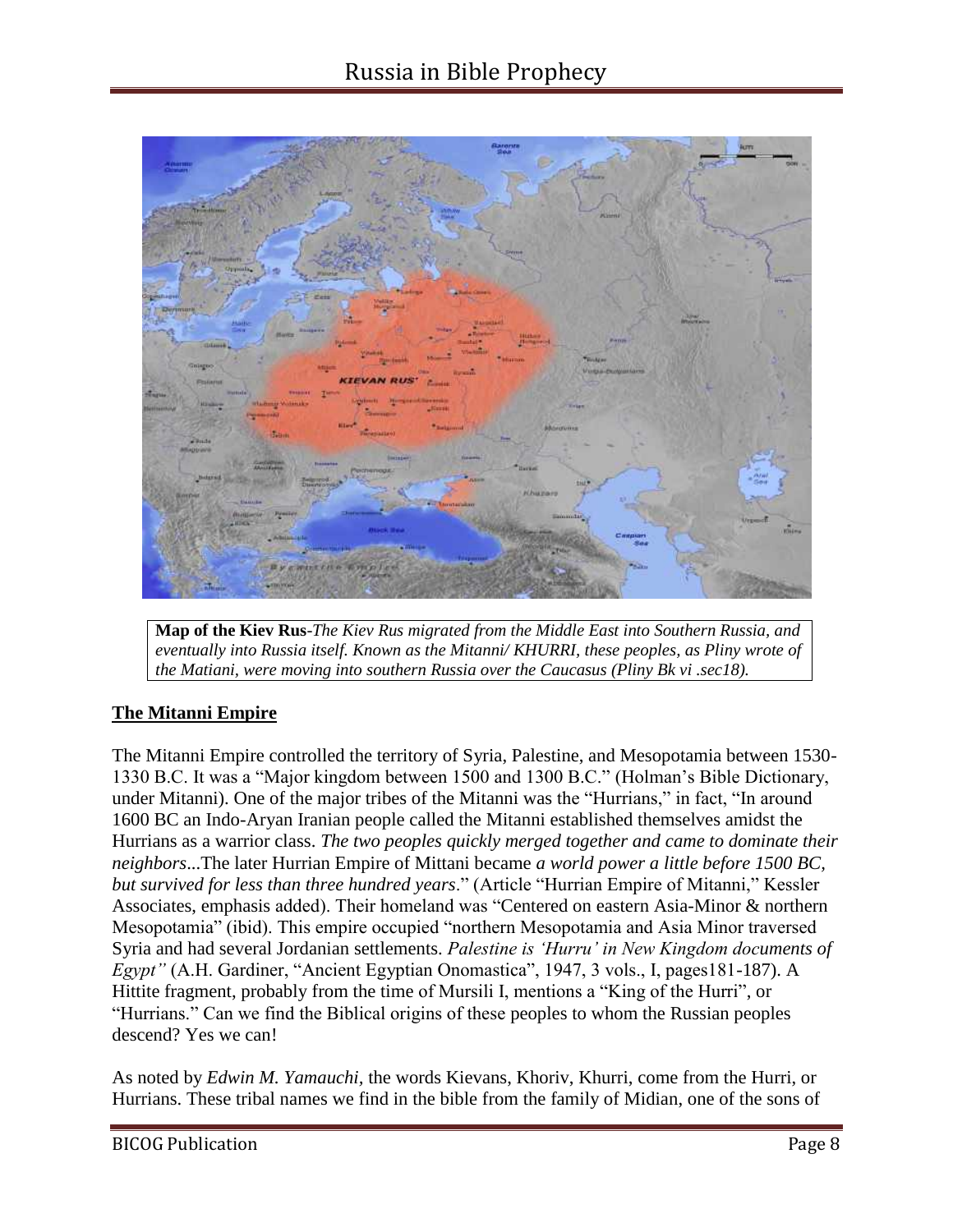**Map of the Kiev Rus**-*The Kiev Rus migrated from the Middle East into Southern Russia, and eventually into Russia itself. Known as the Mitanni/ KHURRI, these peoples, as Pliny wrote of the Matiani, were moving into southern Russia over the Caucasus (Pliny Bk vi .sec18).*

## The Mitanni Empire

The Mitanni Empire controlled the territory of Syria, Palestine, and Mesopotamia between 1530-1330 B.C. It was a "Major kingdom between 1500 and 1300 B.C." (Holman's Bible Dictionary, under Mitanni). One of the major tribes of the Mitanni was the "Hurrians," in fact, "In around 1600 BC an Indo-Aryan Iranian people called the Mitanni established themselves amidst the Hurrians as a warrior class. *The two peoples quickly merged together and came to dominate their neighbors*...The later Hurrian Empire of Mittani became *a world power a little before 1500 BC, but survived for less than three hundred years*." (Article "Hurrian Empire of Mitanni," Kessler Associates, emphasis added). Their homeland was "Centered on eastern Asia-Minor & northern Mesopotamia" (ibid). This empire occupied "northern Mesopotamia and Asia Minor traversed Syria and had several Jordanian settlements. *Palestine is 'Hurru' in New Kingdom documents of Egypt"* (A.H. Gardiner, "Ancient Egyptian Onomastica", 1947, 3 vols., I, pages181-187). A Hittite fragment, probably from the time of Mursili I, mentions a "King of the Hurri", or "Hurrians." Can we find the Biblical origins of these peoples to whom the Russian peoples descend? Yes we can!

As noted by *Edwin M. Yamauchi,* the words Kievans, Khoriv, Khurri, come from the Hurri, or Hurrians. These tribal names we find in the bible from the family of Midian, one of the sons of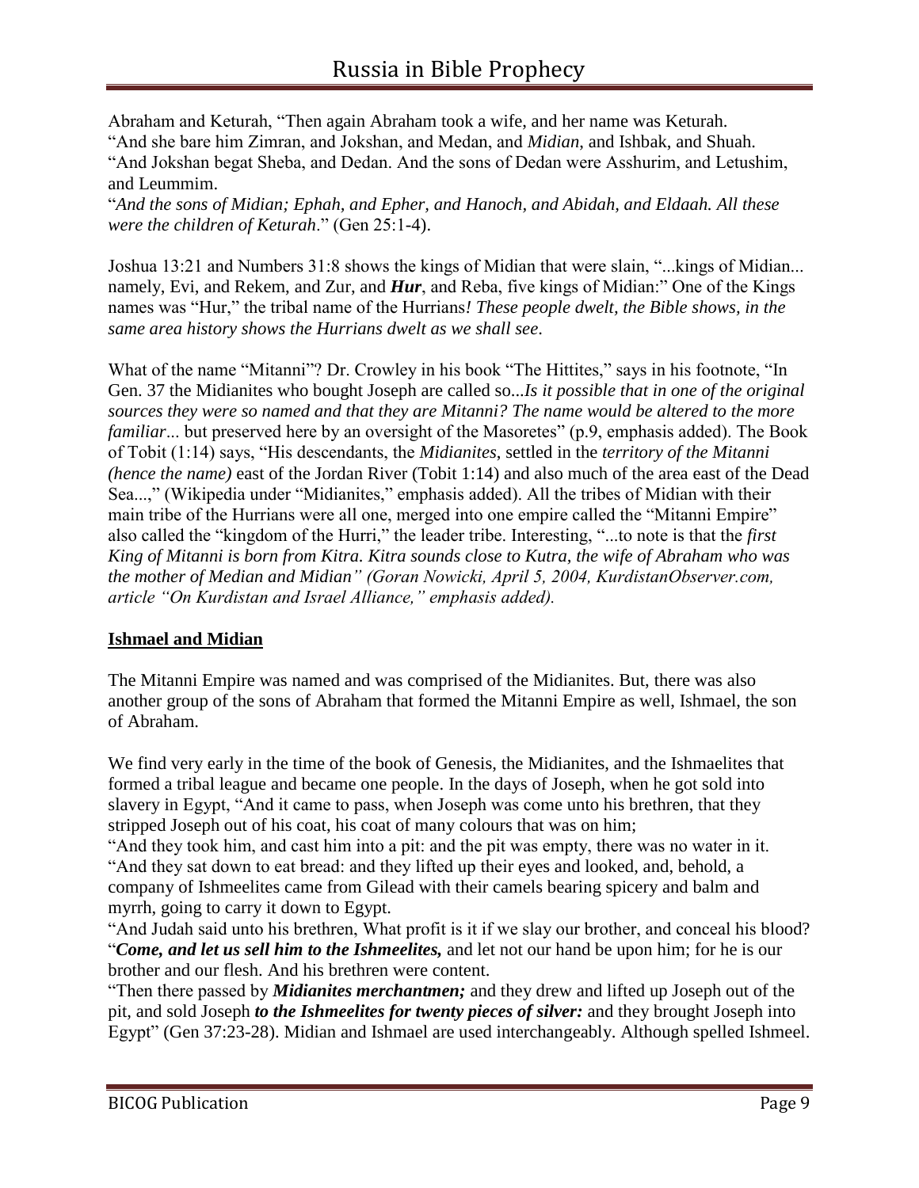Abraham and Keturah, "Then again Abraham took a wife, and her name was Keturah.
"And she bare him Zimran, and Jokshan, and Medan, and *Midian*, and Ishbak, and Shuah.
"And Jokshan begat Sheba, and Dedan. And the sons of Dedan were Asshurim, and Letushim, and Leummim.
"*And the sons of Midian; Ephah, and Epher, and Hanoch, and Abidah, and Eldaah. All these were the children of Keturah*." (Gen 25:1-4).

Joshua 13:21 and Numbers 31:8 shows the kings of Midian that were slain, "...kings of Midian... namely, Evi, and Rekem, and Zur, and ***Hur***, and Reba, five kings of Midian:" One of the Kings names was "Hur," the tribal name of the Hurrians*! These people dwelt, the Bible shows, in the same area history shows the Hurrians dwelt as we shall see*.

What of the name "Mitanni"? Dr. Crowley in his book "The Hittites," says in his footnote, "In Gen. 37 the Midianites who bought Joseph are called so...*Is it possible that in one of the original sources they were so named and that they are Mitanni? The name would be altered to the more familiar*... but preserved here by an oversight of the Masoretes" (p.9, emphasis added). The Book of Tobit (1:14) says, "His descendants, the *Midianites*, settled in the *territory of the Mitanni (hence the name)* east of the Jordan River (Tobit 1:14) and also much of the area east of the Dead Sea...," (Wikipedia under "Midianites," emphasis added). All the tribes of Midian with their main tribe of the Hurrians were all one, merged into one empire called the "Mitanni Empire" also called the "kingdom of the Hurri," the leader tribe. Interesting, "...to note is that the *first King of Mitanni is born from Kitra. Kitra sounds close to Kutra, the wife of Abraham who was the mother of Median and Midian" (Goran Nowicki, April 5, 2004, KurdistanObserver.com, article "On Kurdistan and Israel Alliance," emphasis added).*

## Ishmael and Midian

The Mitanni Empire was named and was comprised of the Midianites. But, there was also another group of the sons of Abraham that formed the Mitanni Empire as well, Ishmael, the son of Abraham.

We find very early in the time of the book of Genesis, the Midianites, and the Ishmaelites that formed a tribal league and became one people. In the days of Joseph, when he got sold into slavery in Egypt, "And it came to pass, when Joseph was come unto his brethren, that they stripped Joseph out of his coat, his coat of many colours that was on him;
"And they took him, and cast him into a pit: and the pit was empty, there was no water in it.
"And they sat down to eat bread: and they lifted up their eyes and looked, and, behold, a company of Ishmeelites came from Gilead with their camels bearing spicery and balm and myrrh, going to carry it down to Egypt.
"And Judah said unto his brethren, What profit is it if we slay our brother, and conceal his blood?
"***Come, and let us sell him to the Ishmeelites,*** and let not our hand be upon him; for he is our brother and our flesh. And his brethren were content.
"Then there passed by ***Midianites merchantmen;*** and they drew and lifted up Joseph out of the pit, and sold Joseph ***to the Ishmeelites for twenty pieces of silver:*** and they brought Joseph into Egypt" (Gen 37:23-28). Midian and Ishmael are used interchangeably. Although spelled Ishmeel.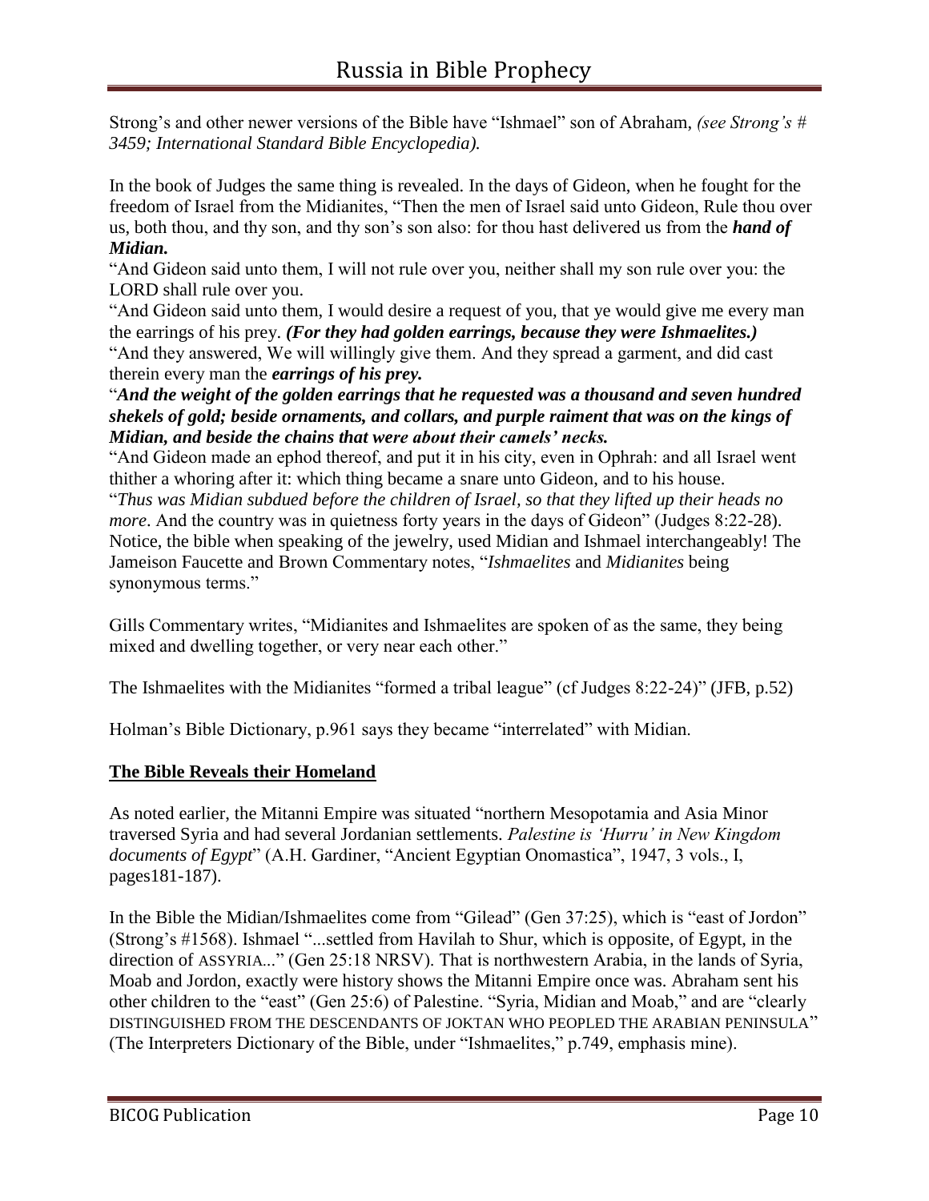Strong's and other newer versions of the Bible have "Ishmael" son of Abraham, *(see Strong's # 3459; International Standard Bible Encyclopedia).*

In the book of Judges the same thing is revealed. In the days of Gideon, when he fought for the freedom of Israel from the Midianites, "Then the men of Israel said unto Gideon, Rule thou over us, both thou, and thy son, and thy son's son also: for thou hast delivered us from the ***hand of Midian.***

"And Gideon said unto them, I will not rule over you, neither shall my son rule over you: the LORD shall rule over you.

"And Gideon said unto them, I would desire a request of you, that ye would give me every man the earrings of his prey. ***(For they had golden earrings, because they were Ishmaelites.)***

"And they answered, We will willingly give them. And they spread a garment, and did cast therein every man the ***earrings of his prey.***

"***And the weight of the golden earrings that he requested was a thousand and seven hundred shekels of gold; beside ornaments, and collars, and purple raiment that was on the kings of Midian, and beside the chains that were about their camels' necks.***

"And Gideon made an ephod thereof, and put it in his city, even in Ophrah: and all Israel went thither a whoring after it: which thing became a snare unto Gideon, and to his house.

"*Thus was Midian subdued before the children of Israel, so that they lifted up their heads no more*. And the country was in quietness forty years in the days of Gideon" (Judges 8:22-28). Notice, the bible when speaking of the jewelry, used Midian and Ishmael interchangeably! The Jameison Faucette and Brown Commentary notes, "*Ishmaelites* and *Midianites* being synonymous terms."

Gills Commentary writes, "Midianites and Ishmaelites are spoken of as the same, they being mixed and dwelling together, or very near each other."

The Ishmaelites with the Midianites "formed a tribal league" (cf Judges 8:22-24)" (JFB, p.52)

Holman's Bible Dictionary, p.961 says they became "interrelated" with Midian.

## The Bible Reveals their Homeland

As noted earlier, the Mitanni Empire was situated "northern Mesopotamia and Asia Minor traversed Syria and had several Jordanian settlements. *Palestine is 'Hurru' in New Kingdom documents of Egypt*" (A.H. Gardiner, "Ancient Egyptian Onomastica", 1947, 3 vols., I, pages181-187).

In the Bible the Midian/Ishmaelites come from "Gilead" (Gen 37:25), which is "east of Jordon" (Strong's #1568). Ishmael "...settled from Havilah to Shur, which is opposite, of Egypt, in the direction of ASSYRIA..." (Gen 25:18 NRSV). That is northwestern Arabia, in the lands of Syria, Moab and Jordon, exactly were history shows the Mitanni Empire once was. Abraham sent his other children to the "east" (Gen 25:6) of Palestine. "Syria, Midian and Moab," and are "clearly DISTINGUISHED FROM THE DESCENDANTS OF JOKTAN WHO PEOPLED THE ARABIAN PENINSULA" (The Interpreters Dictionary of the Bible, under "Ishmaelites," p.749, emphasis mine).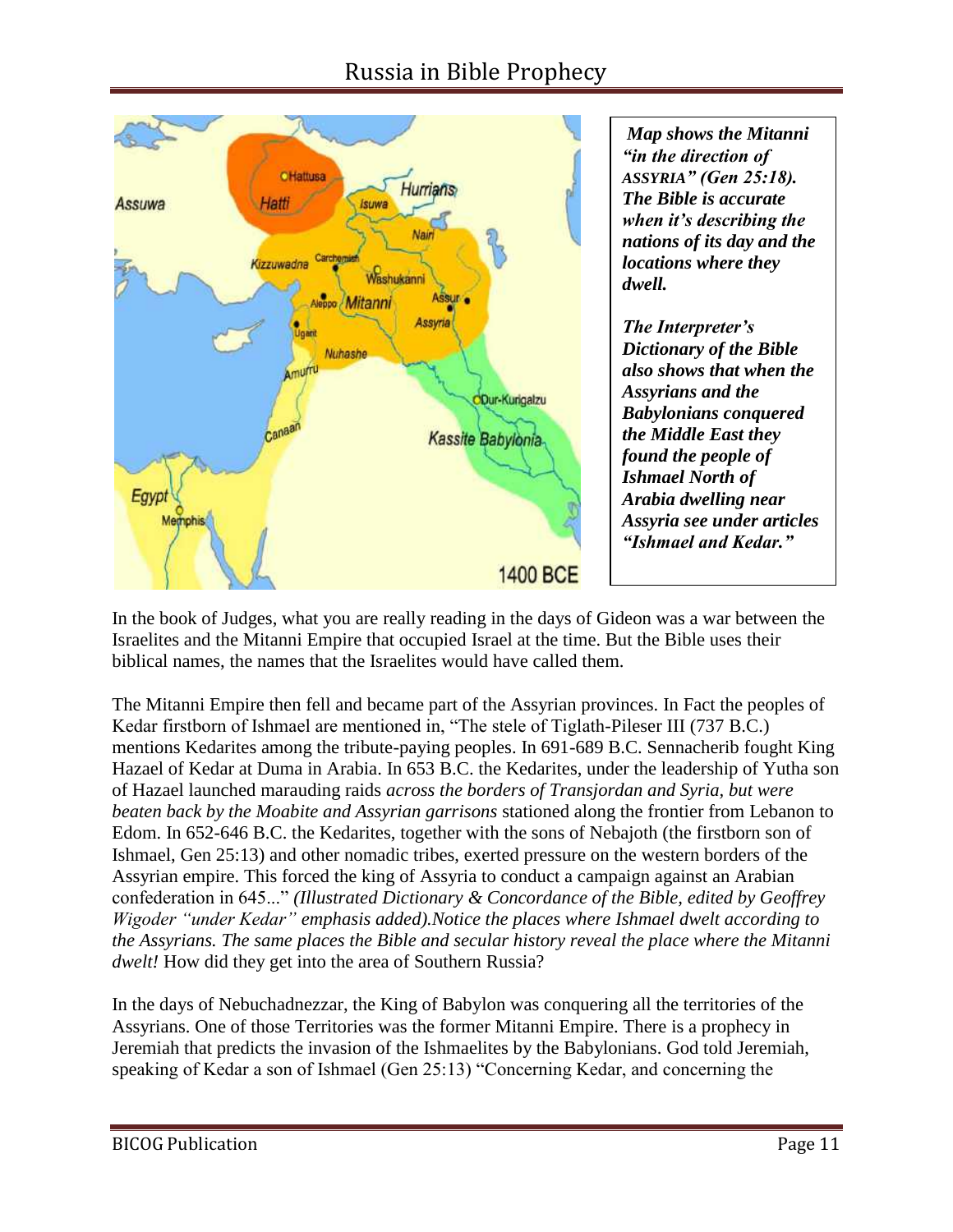***Map shows the Mitanni "in the direction of ASSYRIA" (Gen 25:18). The Bible is accurate when it's describing the nations of its day and the locations where they dwell.***

***The Interpreter's Dictionary of the Bible also shows that when the Assyrians and the Babylonians conquered the Middle East they found the people of Ishmael North of Arabia dwelling near Assyria see under articles "Ishmael and Kedar."***

In the book of Judges, what you are really reading in the days of Gideon was a war between the Israelites and the Mitanni Empire that occupied Israel at the time. But the Bible uses their biblical names, the names that the Israelites would have called them.

The Mitanni Empire then fell and became part of the Assyrian provinces. In Fact the peoples of Kedar firstborn of Ishmael are mentioned in, "The stele of Tiglath-Pileser III (737 B.C.) mentions Kedarites among the tribute-paying peoples. In 691-689 B.C. Sennacherib fought King Hazael of Kedar at Duma in Arabia. In 653 B.C. the Kedarites, under the leadership of Yutha son of Hazael launched marauding raids *across the borders of Transjordan and Syria, but were beaten back by the Moabite and Assyrian garrisons* stationed along the frontier from Lebanon to Edom. In 652-646 B.C. the Kedarites, together with the sons of Nebajoth (the firstborn son of Ishmael, Gen 25:13) and other nomadic tribes, exerted pressure on the western borders of the Assyrian empire. This forced the king of Assyria to conduct a campaign against an Arabian confederation in 645..." *(Illustrated Dictionary & Concordance of the Bible, edited by Geoffrey Wigoder "under Kedar" emphasis added).Notice the places where Ishmael dwelt according to the Assyrians. The same places the Bible and secular history reveal the place where the Mitanni dwelt!* How did they get into the area of Southern Russia?

In the days of Nebuchadnezzar, the King of Babylon was conquering all the territories of the Assyrians. One of those Territories was the former Mitanni Empire. There is a prophecy in Jeremiah that predicts the invasion of the Ishmaelites by the Babylonians. God told Jeremiah, speaking of Kedar a son of Ishmael (Gen 25:13) "Concerning Kedar, and concerning the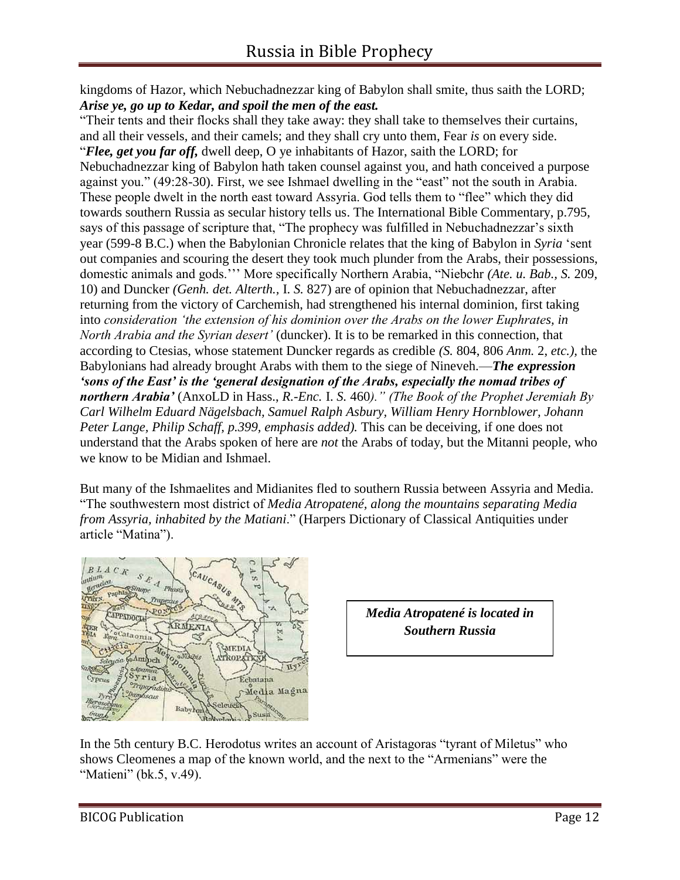kingdoms of Hazor, which Nebuchadnezzar king of Babylon shall smite, thus saith the LORD; ***Arise ye, go up to Kedar, and spoil the men of the east.***

"Their tents and their flocks shall they take away: they shall take to themselves their curtains, and all their vessels, and their camels; and they shall cry unto them, Fear *is* on every side.

"***Flee, get you far off,*** dwell deep, O ye inhabitants of Hazor, saith the LORD; for Nebuchadnezzar king of Babylon hath taken counsel against you, and hath conceived a purpose against you." (49:28-30). First, we see Ishmael dwelling in the "east" not the south in Arabia. These people dwelt in the north east toward Assyria. God tells them to "flee" which they did towards southern Russia as secular history tells us. The International Bible Commentary, p.795, says of this passage of scripture that, "The prophecy was fulfilled in Nebuchadnezzar's sixth year (599-8 B.C.) when the Babylonian Chronicle relates that the king of Babylon in *Syria* 'sent out companies and scouring the desert they took much plunder from the Arabs, their possessions, domestic animals and gods.''' More specifically Northern Arabia, "Niebchr *(Ate. u. Bab., S.* 209, 10) and Duncker *(Genh. det. Alterth.,* I. *S.* 827) are of opinion that Nebuchadnezzar, after returning from the victory of Carchemish, had strengthened his internal dominion, first taking into *consideration 'the extension of his dominion over the Arabs on the lower Euphrates, in North Arabia and the Syrian desert'* (duncker). It is to be remarked in this connection, that according to Ctesias, whose statement Duncker regards as credible *(S.* 804, 806 *Anm.* 2, *etc.)*, the Babylonians had already brought Arabs with them to the siege of Nineveh.—***The expression 'sons of the East' is the 'general designation of the Arabs, especially the nomad tribes of northern Arabia'*** (AnxoLD in Hass., *R.-Enc.* I. *S.* 460*)." (The Book of the Prophet Jeremiah By Carl Wilhelm Eduard Nägelsbach, Samuel Ralph Asbury, William Henry Hornblower, Johann Peter Lange, Philip Schaff, p.399, emphasis added).* This can be deceiving, if one does not understand that the Arabs spoken of here are *not* the Arabs of today, but the Mitanni people, who we know to be Midian and Ishmael.

But many of the Ishmaelites and Midianites fled to southern Russia between Assyria and Media. "The southwestern most district of *Media Atropatené, along the mountains separating Media from Assyria, inhabited by the Matiani*." (Harpers Dictionary of Classical Antiquities under article "Matina").

***Media Atropatené is located in Southern Russia***

In the 5th century B.C. Herodotus writes an account of Aristagoras "tyrant of Miletus" who shows Cleomenes a map of the known world, and the next to the "Armenians" were the "Matieni" (bk.5, v.49).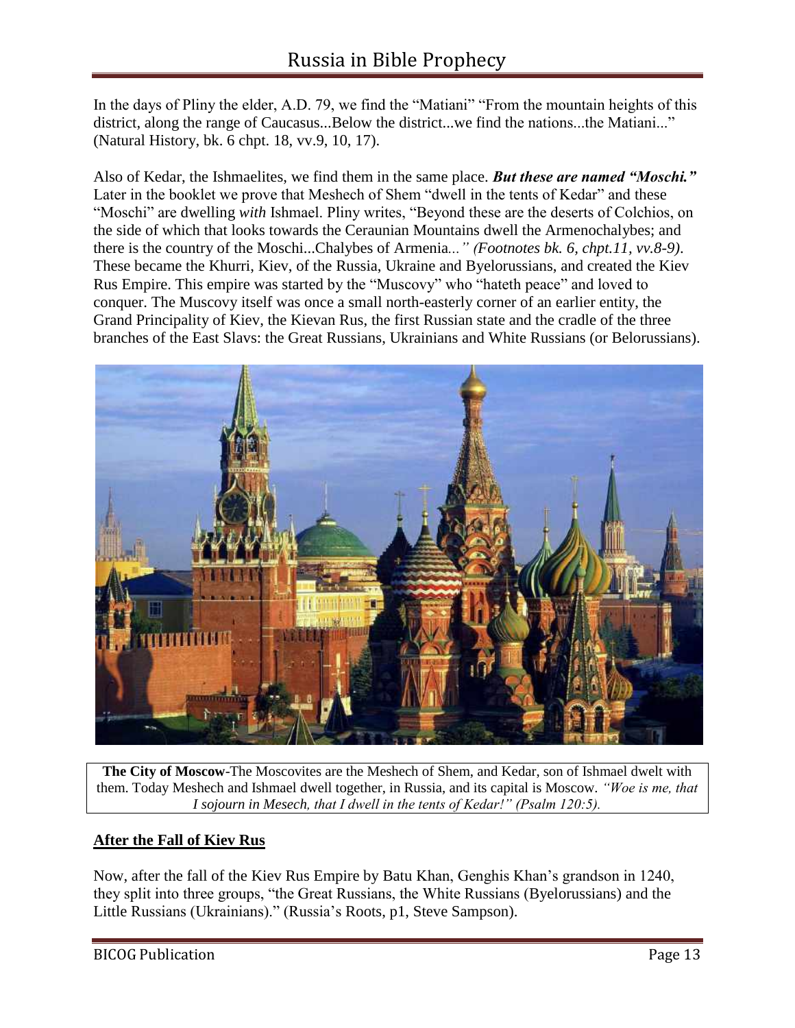In the days of Pliny the elder, A.D. 79, we find the "Matiani" "From the mountain heights of this district, along the range of Caucasus...Below the district...we find the nations...the Matiani..." (Natural History, bk. 6 chpt. 18, vv.9, 10, 17).

Also of Kedar, the Ishmaelites, we find them in the same place. ***But these are named "Moschi."*** Later in the booklet we prove that Meshech of Shem "dwell in the tents of Kedar" and these "Moschi" are dwelling *with* Ishmael. Pliny writes, "Beyond these are the deserts of Colchios, on the side of which that looks towards the Ceraunian Mountains dwell the Armenochalybes; and there is the country of the Moschi...Chalybes of Armenia*..." (Footnotes bk. 6, chpt.11, vv.8-9)*. These became the Khurri, Kiev, of the Russia, Ukraine and Byelorussians, and created the Kiev Rus Empire. This empire was started by the "Muscovy" who "hateth peace" and loved to conquer. The Muscovy itself was once a small north-easterly corner of an earlier entity, the Grand Principality of Kiev, the Kievan Rus, the first Russian state and the cradle of the three branches of the East Slavs: the Great Russians, Ukrainians and White Russians (or Belorussians).

**The City of Moscow**-The Moscovites are the Meshech of Shem, and Kedar, son of Ishmael dwelt with them. Today Meshech and Ishmael dwell together, in Russia, and its capital is Moscow. *"Woe is me, that I sojourn in Mesech, that I dwell in the tents of Kedar!" (Psalm 120:5).*

## After the Fall of Kiev Rus

Now, after the fall of the Kiev Rus Empire by Batu Khan, Genghis Khan's grandson in 1240, they split into three groups, "the Great Russians, the White Russians (Byelorussians) and the Little Russians (Ukrainians)." (Russia's Roots, p1, Steve Sampson).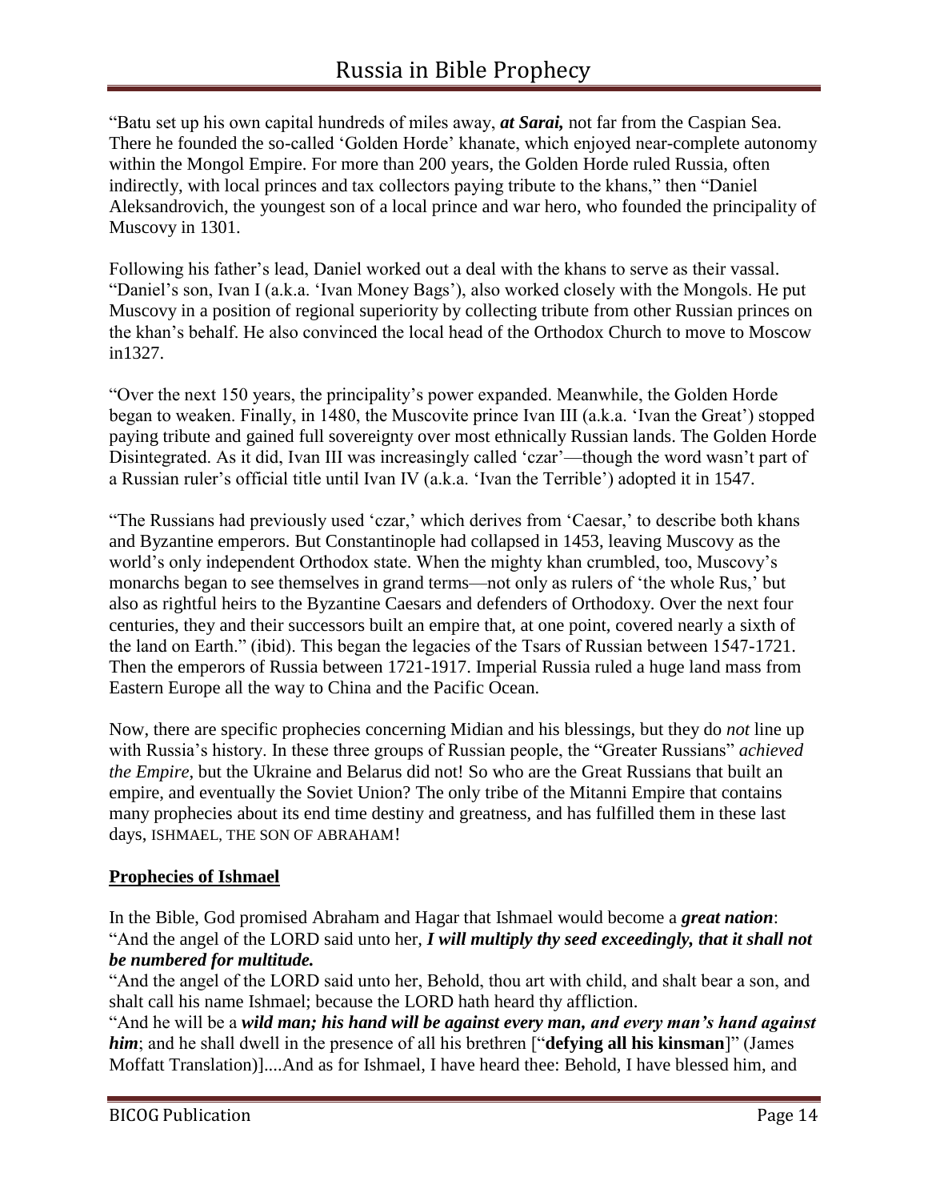"Batu set up his own capital hundreds of miles away, ***at Sarai,*** not far from the Caspian Sea. There he founded the so-called 'Golden Horde' khanate, which enjoyed near-complete autonomy within the Mongol Empire. For more than 200 years, the Golden Horde ruled Russia, often indirectly, with local princes and tax collectors paying tribute to the khans," then "Daniel Aleksandrovich, the youngest son of a local prince and war hero, who founded the principality of Muscovy in 1301.

Following his father's lead, Daniel worked out a deal with the khans to serve as their vassal. "Daniel's son, Ivan I (a.k.a. 'Ivan Money Bags'), also worked closely with the Mongols. He put Muscovy in a position of regional superiority by collecting tribute from other Russian princes on the khan's behalf. He also convinced the local head of the Orthodox Church to move to Moscow in1327.

"Over the next 150 years, the principality's power expanded. Meanwhile, the Golden Horde began to weaken. Finally, in 1480, the Muscovite prince Ivan III (a.k.a. 'Ivan the Great') stopped paying tribute and gained full sovereignty over most ethnically Russian lands. The Golden Horde Disintegrated. As it did, Ivan III was increasingly called 'czar'—though the word wasn't part of a Russian ruler's official title until Ivan IV (a.k.a. 'Ivan the Terrible') adopted it in 1547.

"The Russians had previously used 'czar,' which derives from 'Caesar,' to describe both khans and Byzantine emperors. But Constantinople had collapsed in 1453, leaving Muscovy as the world's only independent Orthodox state. When the mighty khan crumbled, too, Muscovy's monarchs began to see themselves in grand terms—not only as rulers of 'the whole Rus,' but also as rightful heirs to the Byzantine Caesars and defenders of Orthodoxy. Over the next four centuries, they and their successors built an empire that, at one point, covered nearly a sixth of the land on Earth." (ibid). This began the legacies of the Tsars of Russian between 1547-1721. Then the emperors of Russia between 1721-1917. Imperial Russia ruled a huge land mass from Eastern Europe all the way to China and the Pacific Ocean.

Now, there are specific prophecies concerning Midian and his blessings, but they do *not* line up with Russia's history. In these three groups of Russian people, the "Greater Russians" *achieved the Empire*, but the Ukraine and Belarus did not! So who are the Great Russians that built an empire, and eventually the Soviet Union? The only tribe of the Mitanni Empire that contains many prophecies about its end time destiny and greatness, and has fulfilled them in these last days, ISHMAEL, THE SON OF ABRAHAM!

**Prophecies of Ishmael**

In the Bible, God promised Abraham and Hagar that Ishmael would become a ***great nation***:
"And the angel of the LORD said unto her, ***I will multiply thy seed exceedingly, that it shall not be numbered for multitude.***
"And the angel of the LORD said unto her, Behold, thou art with child, and shalt bear a son, and shalt call his name Ishmael; because the LORD hath heard thy affliction.
"And he will be a ***wild man; his hand will be against every man, and every man's hand against him***; and he shall dwell in the presence of all his brethren ["**defying all his kinsman**" (James Moffatt Translation)]....And as for Ishmael, I have heard thee: Behold, I have blessed him, and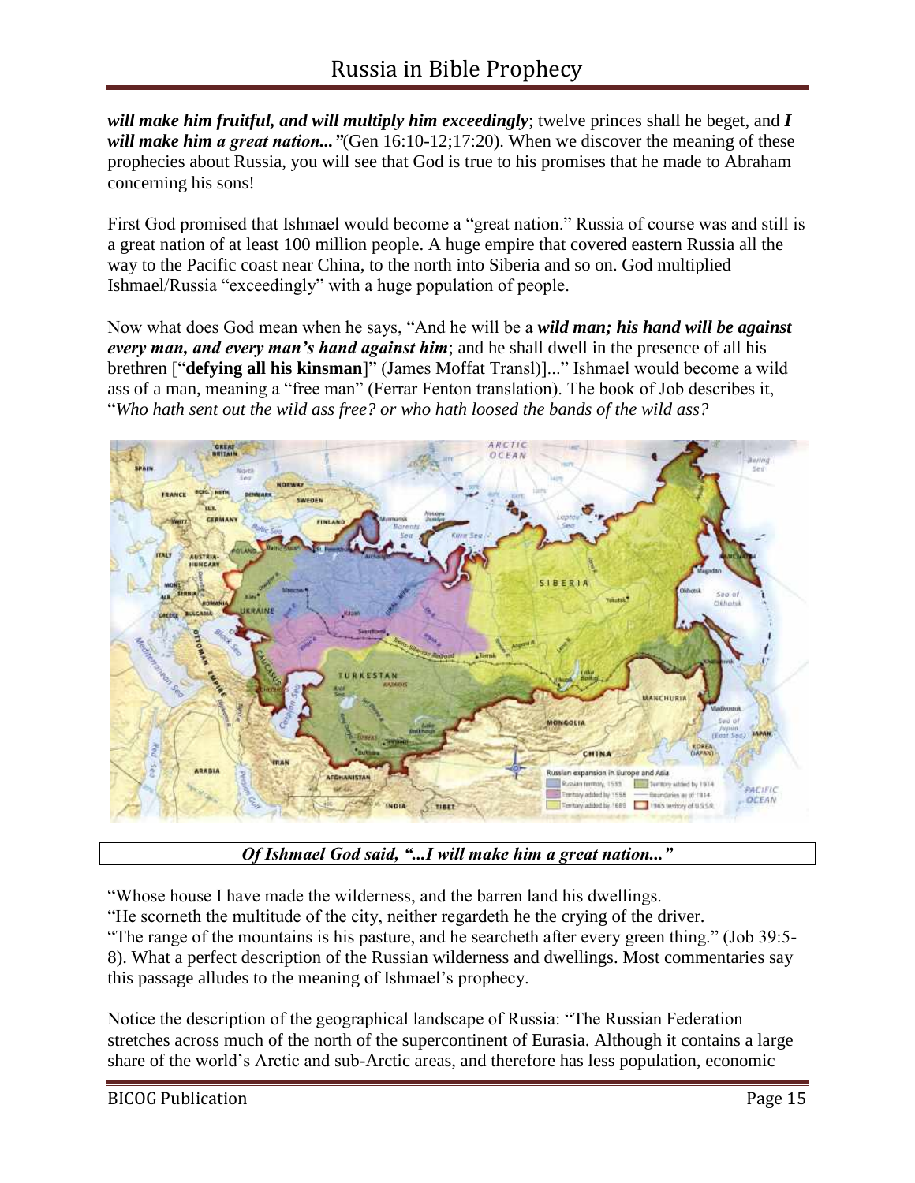***will make him fruitful, and will multiply him exceedingly***; twelve princes shall he beget, and ***I will make him a great nation..."***(Gen 16:10-12;17:20). When we discover the meaning of these prophecies about Russia, you will see that God is true to his promises that he made to Abraham concerning his sons!

First God promised that Ishmael would become a "great nation." Russia of course was and still is a great nation of at least 100 million people. A huge empire that covered eastern Russia all the way to the Pacific coast near China, to the north into Siberia and so on. God multiplied Ishmael/Russia "exceedingly" with a huge population of people.

Now what does God mean when he says, "And he will be a ***wild man; his hand will be against every man, and every man's hand against him***; and he shall dwell in the presence of all his brethren ["**defying all his kinsman**]" (James Moffat Transl)]..." Ishmael would become a wild ass of a man, meaning a "free man" (Ferrar Fenton translation). The book of Job describes it, "*Who hath sent out the wild ass free? or who hath loosed the bands of the wild ass?*

***Of Ishmael God said, "...I will make him a great nation..."***

"Whose house I have made the wilderness, and the barren land his dwellings.
"He scorneth the multitude of the city, neither regardeth he the crying of the driver.
"The range of the mountains is his pasture, and he searcheth after every green thing." (Job 39:5-8). What a perfect description of the Russian wilderness and dwellings. Most commentaries say this passage alludes to the meaning of Ishmael's prophecy.

Notice the description of the geographical landscape of Russia: "The Russian Federation stretches across much of the north of the supercontinent of Eurasia. Although it contains a large share of the world's Arctic and sub-Arctic areas, and therefore has less population, economic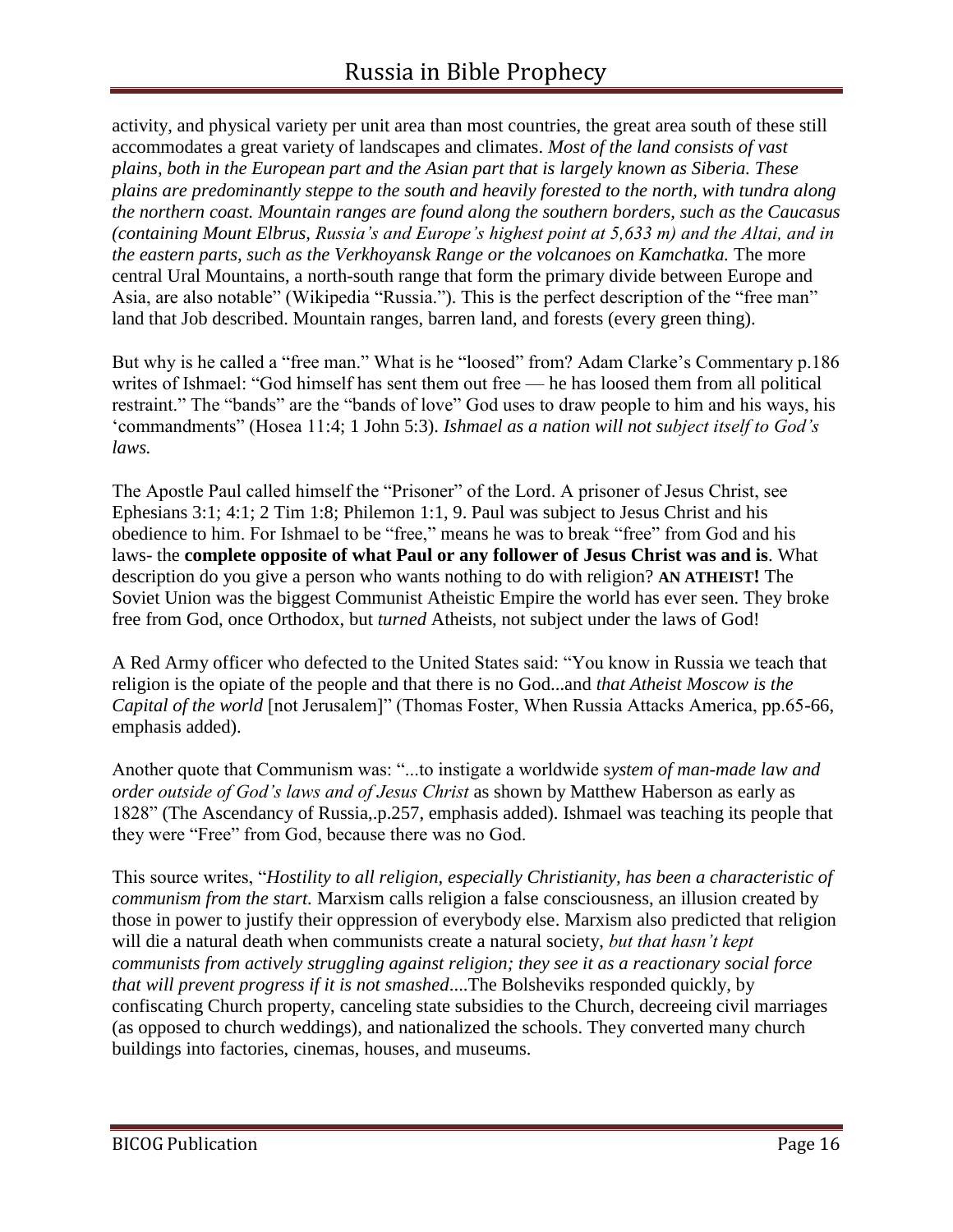activity, and physical variety per unit area than most countries, the great area south of these still accommodates a great variety of landscapes and climates. *Most of the land consists of vast plains, both in the European part and the Asian part that is largely known as Siberia. These plains are predominantly steppe to the south and heavily forested to the north, with tundra along the northern coast. Mountain ranges are found along the southern borders, such as the Caucasus (containing Mount Elbrus, Russia's and Europe's highest point at 5,633 m) and the Altai, and in the eastern parts, such as the Verkhoyansk Range or the volcanoes on Kamchatka.* The more central Ural Mountains, a north-south range that form the primary divide between Europe and Asia, are also notable" (Wikipedia "Russia."). This is the perfect description of the "free man" land that Job described. Mountain ranges, barren land, and forests (every green thing).

But why is he called a "free man." What is he "loosed" from? Adam Clarke's Commentary p.186 writes of Ishmael: "God himself has sent them out free — he has loosed them from all political restraint." The "bands" are the "bands of love" God uses to draw people to him and his ways, his 'commandments" (Hosea 11:4; 1 John 5:3). *Ishmael as a nation will not subject itself to God's laws.*

The Apostle Paul called himself the "Prisoner" of the Lord. A prisoner of Jesus Christ, see Ephesians 3:1; 4:1; 2 Tim 1:8; Philemon 1:1, 9. Paul was subject to Jesus Christ and his obedience to him. For Ishmael to be "free," means he was to break "free" from God and his laws- the **complete opposite of what Paul or any follower of Jesus Christ was and is**. What description do you give a person who wants nothing to do with religion? **AN ATHEIST!** The Soviet Union was the biggest Communist Atheistic Empire the world has ever seen. They broke free from God, once Orthodox, but *turned* Atheists, not subject under the laws of God!

A Red Army officer who defected to the United States said: "You know in Russia we teach that religion is the opiate of the people and that there is no God...and *that Atheist Moscow is the Capital of the world* [not Jerusalem]" (Thomas Foster, When Russia Attacks America, pp.65-66, emphasis added).

Another quote that Communism was: "...to instigate a worldwide s*ystem of man-made law and order outside of God's laws and of Jesus Christ* as shown by Matthew Haberson as early as 1828" (The Ascendancy of Russia,.p.257, emphasis added). Ishmael was teaching its people that they were "Free" from God, because there was no God.

This source writes, "*Hostility to all religion, especially Christianity, has been a characteristic of communism from the start.* Marxism calls religion a false consciousness, an illusion created by those in power to justify their oppression of everybody else. Marxism also predicted that religion will die a natural death when communists create a natural society, *but that hasn't kept communists from actively struggling against religion; they see it as a reactionary social force that will prevent progress if it is not smashed*....The Bolsheviks responded quickly, by confiscating Church property, canceling state subsidies to the Church, decreeing civil marriages (as opposed to church weddings), and nationalized the schools. They converted many church buildings into factories, cinemas, houses, and museums.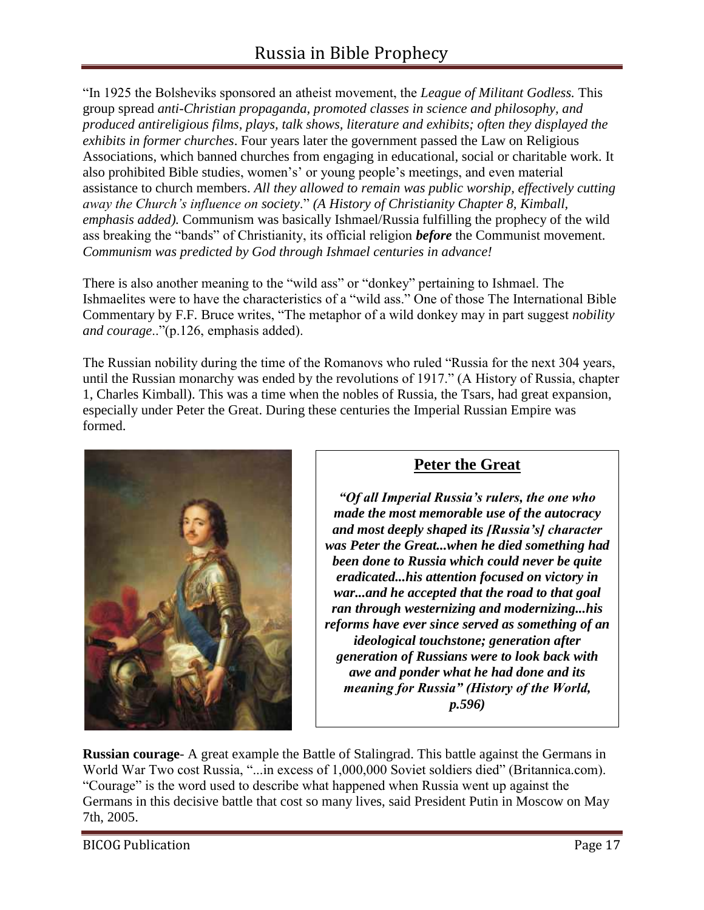"In 1925 the Bolsheviks sponsored an atheist movement, the *League of Militant Godless.* This group spread *anti-Christian propaganda, promoted classes in science and philosophy, and produced antireligious films, plays, talk shows, literature and exhibits; often they displayed the exhibits in former churches*. Four years later the government passed the Law on Religious Associations, which banned churches from engaging in educational, social or charitable work. It also prohibited Bible studies, women's' or young people's meetings, and even material assistance to church members. *All they allowed to remain was public worship, effectively cutting away the Church's influence on society*." *(A History of Christianity Chapter 8, Kimball, emphasis added).* Communism was basically Ishmael/Russia fulfilling the prophecy of the wild ass breaking the "bands" of Christianity, its official religion ***before*** the Communist movement. *Communism was predicted by God through Ishmael centuries in advance!*

There is also another meaning to the "wild ass" or "donkey" pertaining to Ishmael. The Ishmaelites were to have the characteristics of a "wild ass." One of those The International Bible Commentary by F.F. Bruce writes, "The metaphor of a wild donkey may in part suggest *nobility and courage*.."(p.126, emphasis added).

The Russian nobility during the time of the Romanovs who ruled "Russia for the next 304 years, until the Russian monarchy was ended by the revolutions of 1917." (A History of Russia, chapter 1, Charles Kimball). This was a time when the nobles of Russia, the Tsars, had great expansion, especially under Peter the Great. During these centuries the Imperial Russian Empire was formed.

## Peter the Great

***"Of all Imperial Russia's rulers, the one who made the most memorable use of the autocracy and most deeply shaped its [Russia's] character was Peter the Great...when he died something had been done to Russia which could never be quite eradicated...his attention focused on victory in war...and he accepted that the road to that goal ran through westernizing and modernizing...his reforms have ever since served as something of an ideological touchstone; generation after generation of Russians were to look back with awe and ponder what he had done and its meaning for Russia" (History of the World, p.596)***

**Russian courage**- A great example the Battle of Stalingrad. This battle against the Germans in World War Two cost Russia, "...in excess of 1,000,000 Soviet soldiers died" (Britannica.com). "Courage" is the word used to describe what happened when Russia went up against the Germans in this decisive battle that cost so many lives, said President Putin in Moscow on May 7th, 2005.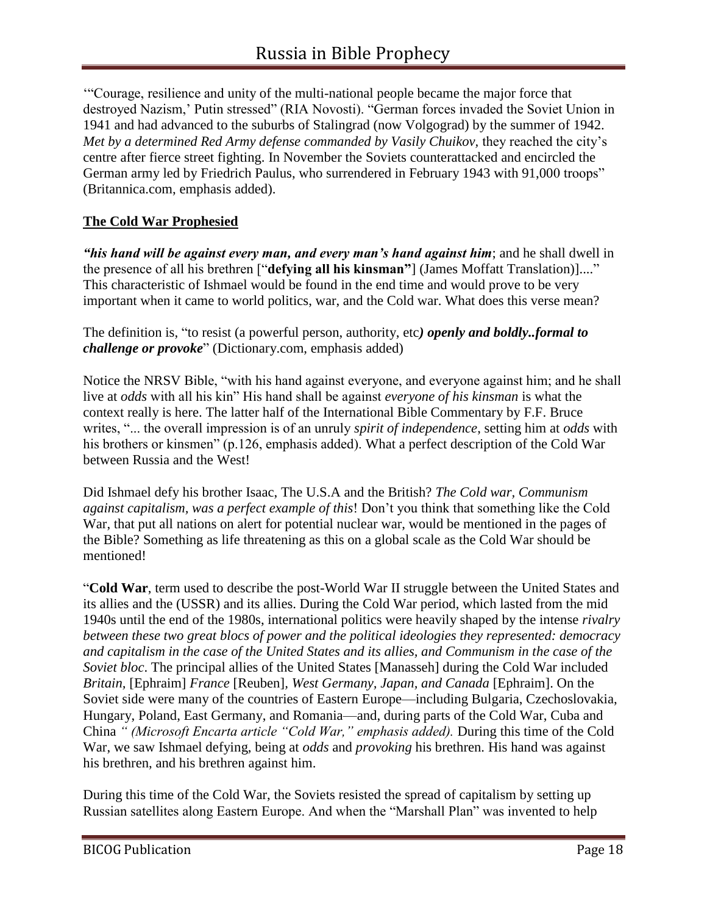'"Courage, resilience and unity of the multi-national people became the major force that destroyed Nazism,' Putin stressed" (RIA Novosti). "German forces invaded the Soviet Union in 1941 and had advanced to the suburbs of Stalingrad (now Volgograd) by the summer of 1942. *Met by a determined Red Army defense commanded by Vasily Chuikov*, they reached the city's centre after fierce street fighting. In November the Soviets counterattacked and encircled the German army led by Friedrich Paulus, who surrendered in February 1943 with 91,000 troops" (Britannica.com, emphasis added).

**The Cold War Prophesied**

***"his hand will be against every man, and every man's hand against him***; and he shall dwell in the presence of all his brethren ["**defying all his kinsman"**] (James Moffatt Translation)]...." This characteristic of Ishmael would be found in the end time and would prove to be very important when it came to world politics, war, and the Cold war. What does this verse mean?

The definition is, "to resist (a powerful person, authority, etc***) openly and boldly..formal to challenge or provoke***" (Dictionary.com, emphasis added)

Notice the NRSV Bible, "with his hand against everyone, and everyone against him; and he shall live at *odds* with all his kin" His hand shall be against *everyone of his kinsman* is what the context really is here. The latter half of the International Bible Commentary by F.F. Bruce writes, "... the overall impression is of an unruly *spirit of independence*, setting him at *odds* with his brothers or kinsmen" (p.126, emphasis added). What a perfect description of the Cold War between Russia and the West!

Did Ishmael defy his brother Isaac, The U.S.A and the British? *The Cold war, Communism against capitalism, was a perfect example of this*! Don't you think that something like the Cold War, that put all nations on alert for potential nuclear war, would be mentioned in the pages of the Bible? Something as life threatening as this on a global scale as the Cold War should be mentioned!

"**Cold War**, term used to describe the post-World War II struggle between the United States and its allies and the (USSR) and its allies. During the Cold War period, which lasted from the mid 1940s until the end of the 1980s, international politics were heavily shaped by the intense *rivalry between these two great blocs of power and the political ideologies they represented: democracy and capitalism in the case of the United States and its allies, and Communism in the case of the Soviet bloc*. The principal allies of the United States [Manasseh] during the Cold War included *Britain*, [Ephraim] *France* [Reuben], *West Germany, Japan*, *and Canada* [Ephraim]. On the Soviet side were many of the countries of Eastern Europe—including Bulgaria, Czechoslovakia, Hungary, Poland, East Germany, and Romania—and, during parts of the Cold War, Cuba and China *" (Microsoft Encarta article "Cold War," emphasis added).* During this time of the Cold War, we saw Ishmael defying, being at *odds* and *provoking* his brethren. His hand was against his brethren, and his brethren against him.

During this time of the Cold War, the Soviets resisted the spread of capitalism by setting up Russian satellites along Eastern Europe. And when the "Marshall Plan" was invented to help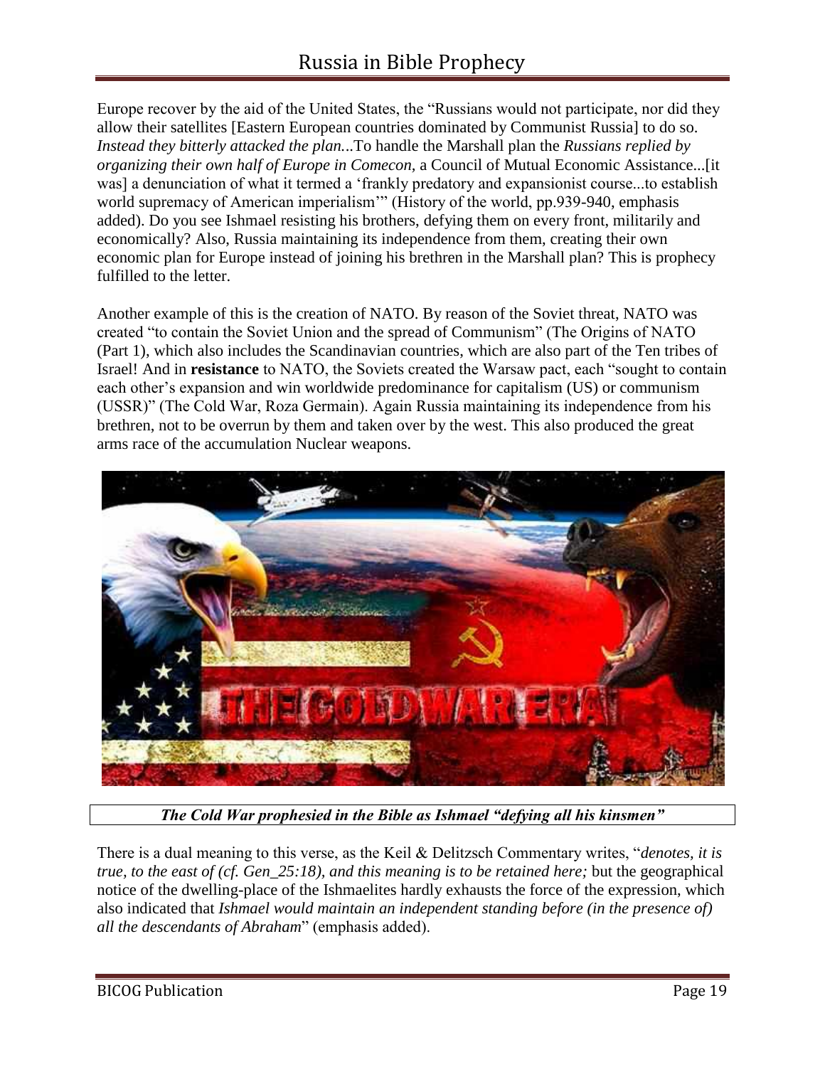Europe recover by the aid of the United States, the "Russians would not participate, nor did they allow their satellites [Eastern European countries dominated by Communist Russia] to do so. *Instead they bitterly attacked the plan...*To handle the Marshall plan the *Russians replied by organizing their own half of Europe in Comecon,* a Council of Mutual Economic Assistance...[it was] a denunciation of what it termed a 'frankly predatory and expansionist course...to establish world supremacy of American imperialism'" (History of the world, pp.939-940, emphasis added). Do you see Ishmael resisting his brothers, defying them on every front, militarily and economically? Also, Russia maintaining its independence from them, creating their own economic plan for Europe instead of joining his brethren in the Marshall plan? This is prophecy fulfilled to the letter.

Another example of this is the creation of NATO. By reason of the Soviet threat, NATO was created "to contain the Soviet Union and the spread of Communism" (The Origins of NATO (Part 1), which also includes the Scandinavian countries, which are also part of the Ten tribes of Israel! And in **resistance** to NATO, the Soviets created the Warsaw pact, each "sought to contain each other's expansion and win worldwide predominance for capitalism (US) or communism (USSR)" (The Cold War, Roza Germain). Again Russia maintaining its independence from his brethren, not to be overrun by them and taken over by the west. This also produced the great arms race of the accumulation Nuclear weapons.

***The Cold War prophesied in the Bible as Ishmael "defying all his kinsmen"***

There is a dual meaning to this verse, as the Keil & Delitzsch Commentary writes, "*denotes, it is true, to the east of (cf. Gen_25:18), and this meaning is to be retained here;* but the geographical notice of the dwelling-place of the Ishmaelites hardly exhausts the force of the expression, which also indicated that *Ishmael would maintain an independent standing before (in the presence of) all the descendants of Abraham*" (emphasis added).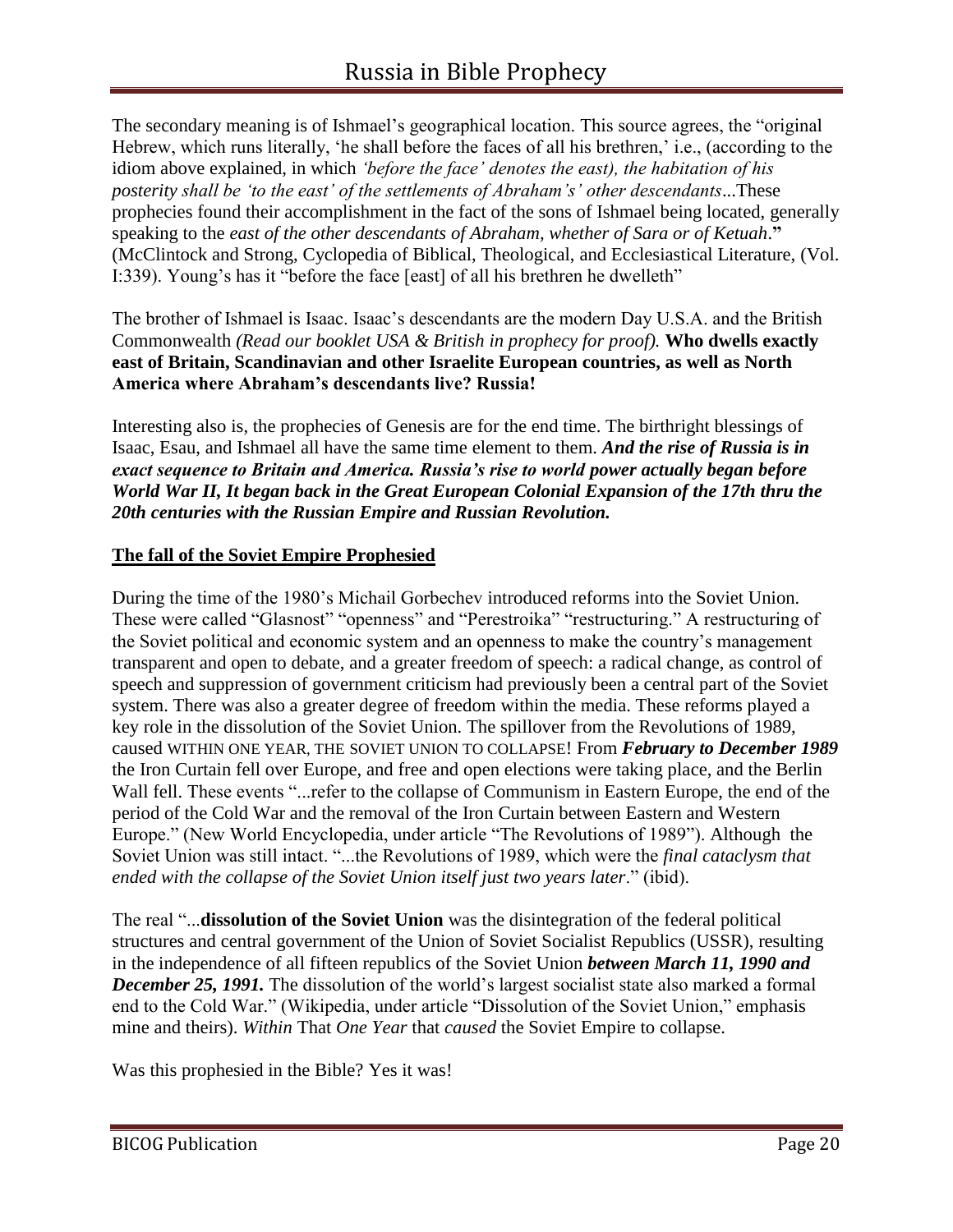The secondary meaning is of Ishmael's geographical location. This source agrees, the "original Hebrew, which runs literally, 'he shall before the faces of all his brethren,' i.e., (according to the idiom above explained, in which *'before the face' denotes the east), the habitation of his posterity shall be 'to the east' of the settlements of Abraham's' other descendants*...These prophecies found their accomplishment in the fact of the sons of Ishmael being located, generally speaking to the *east of the other descendants of Abraham, whether of Sara or of Ketuah*.**"** (McClintock and Strong, Cyclopedia of Biblical, Theological, and Ecclesiastical Literature, (Vol. I:339). Young's has it "before the face [east] of all his brethren he dwelleth"

The brother of Ishmael is Isaac. Isaac's descendants are the modern Day U.S.A. and the British Commonwealth *(Read our booklet USA & British in prophecy for proof).* **Who dwells exactly east of Britain, Scandinavian and other Israelite European countries, as well as North America where Abraham's descendants live? Russia!**

Interesting also is, the prophecies of Genesis are for the end time. The birthright blessings of Isaac, Esau, and Ishmael all have the same time element to them. ***And the rise of Russia is in exact sequence to Britain and America. Russia's rise to world power actually began before World War II, It began back in the Great European Colonial Expansion of the 17th thru the 20th centuries with the Russian Empire and Russian Revolution.***

## The fall of the Soviet Empire Prophesied

During the time of the 1980's Michail Gorbechev introduced reforms into the Soviet Union. These were called "Glasnost" "openness" and "Perestroika" "restructuring." A restructuring of the Soviet political and economic system and an openness to make the country's management transparent and open to debate, and a greater freedom of speech: a radical change, as control of speech and suppression of government criticism had previously been a central part of the Soviet system. There was also a greater degree of freedom within the media. These reforms played a key role in the dissolution of the Soviet Union. The spillover from the Revolutions of 1989, caused WITHIN ONE YEAR, THE SOVIET UNION TO COLLAPSE! From ***February to December 1989*** the Iron Curtain fell over Europe, and free and open elections were taking place, and the Berlin Wall fell. These events "...refer to the collapse of Communism in Eastern Europe, the end of the period of the Cold War and the removal of the Iron Curtain between Eastern and Western Europe." (New World Encyclopedia, under article "The Revolutions of 1989"). Although the Soviet Union was still intact. "...the Revolutions of 1989, which were the *final cataclysm that ended with the collapse of the Soviet Union itself just two years later*." (ibid).

The real "...**dissolution of the Soviet Union** was the disintegration of the federal political structures and central government of the Union of Soviet Socialist Republics (USSR), resulting in the independence of all fifteen republics of the Soviet Union ***between March 11, 1990 and December 25, 1991.*** The dissolution of the world's largest socialist state also marked a formal end to the Cold War." (Wikipedia, under article "Dissolution of the Soviet Union," emphasis mine and theirs). *Within* That *One Year* that *caused* the Soviet Empire to collapse.

Was this prophesied in the Bible? Yes it was!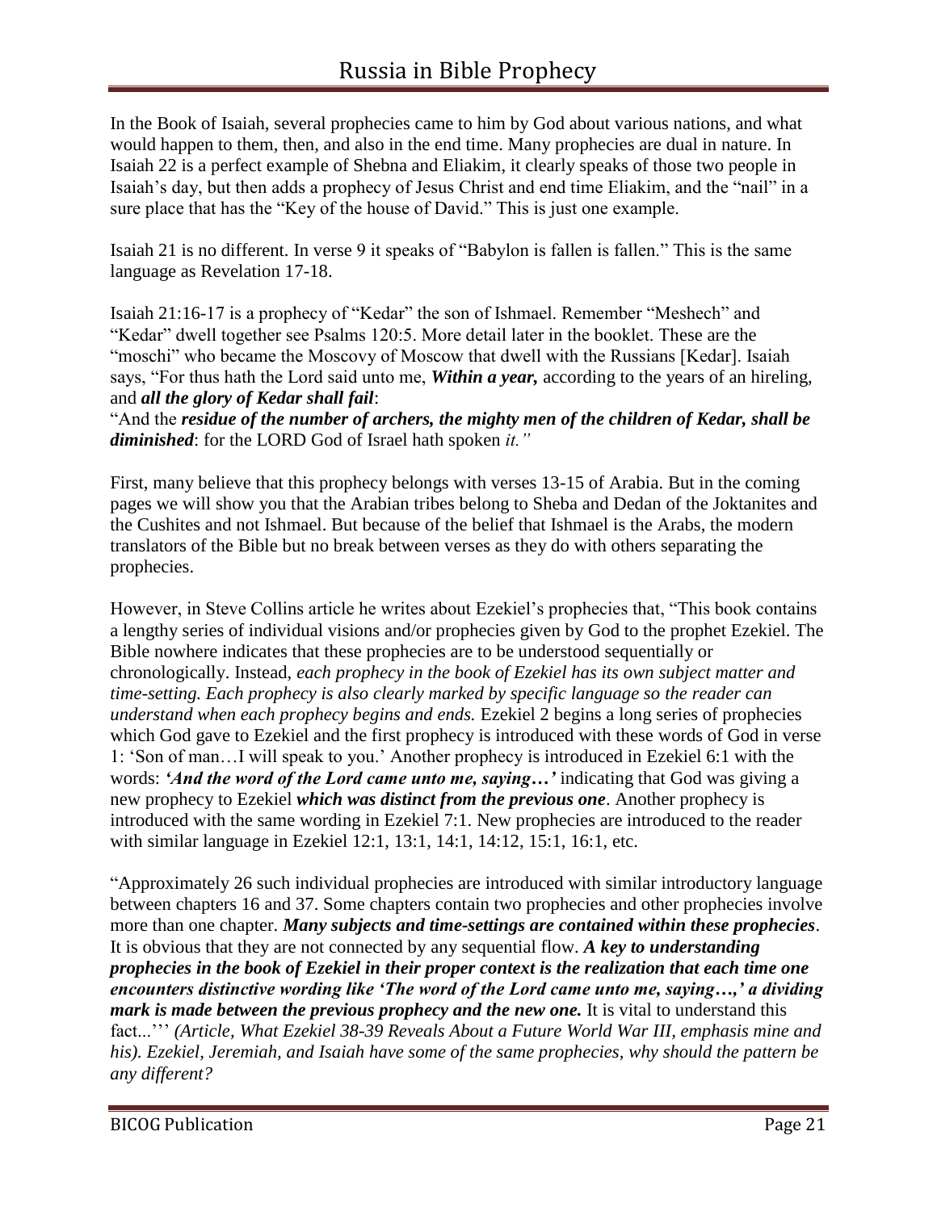In the Book of Isaiah, several prophecies came to him by God about various nations, and what would happen to them, then, and also in the end time. Many prophecies are dual in nature. In Isaiah 22 is a perfect example of Shebna and Eliakim, it clearly speaks of those two people in Isaiah's day, but then adds a prophecy of Jesus Christ and end time Eliakim, and the "nail" in a sure place that has the "Key of the house of David." This is just one example.

Isaiah 21 is no different. In verse 9 it speaks of "Babylon is fallen is fallen." This is the same language as Revelation 17-18.

Isaiah 21:16-17 is a prophecy of "Kedar" the son of Ishmael. Remember "Meshech" and "Kedar" dwell together see Psalms 120:5. More detail later in the booklet. These are the "moschi" who became the Moscovy of Moscow that dwell with the Russians [Kedar]. Isaiah says, "For thus hath the Lord said unto me, ***Within a year,*** according to the years of an hireling, and ***all the glory of Kedar shall fail***:
"And the ***residue of the number of archers, the mighty men of the children of Kedar, shall be diminished***: for the LORD God of Israel hath spoken *it."*

First, many believe that this prophecy belongs with verses 13-15 of Arabia. But in the coming pages we will show you that the Arabian tribes belong to Sheba and Dedan of the Joktanites and the Cushites and not Ishmael. But because of the belief that Ishmael is the Arabs, the modern translators of the Bible but no break between verses as they do with others separating the prophecies.

However, in Steve Collins article he writes about Ezekiel's prophecies that, "This book contains a lengthy series of individual visions and/or prophecies given by God to the prophet Ezekiel. The Bible nowhere indicates that these prophecies are to be understood sequentially or chronologically. Instead, *each prophecy in the book of Ezekiel has its own subject matter and time-setting. Each prophecy is also clearly marked by specific language so the reader can understand when each prophecy begins and ends.* Ezekiel 2 begins a long series of prophecies which God gave to Ezekiel and the first prophecy is introduced with these words of God in verse 1: 'Son of man…I will speak to you.' Another prophecy is introduced in Ezekiel 6:1 with the words: ***'And the word of the Lord came unto me, saying…'*** indicating that God was giving a new prophecy to Ezekiel ***which was distinct from the previous one***. Another prophecy is introduced with the same wording in Ezekiel 7:1. New prophecies are introduced to the reader with similar language in Ezekiel 12:1, 13:1, 14:1, 14:12, 15:1, 16:1, etc.

"Approximately 26 such individual prophecies are introduced with similar introductory language between chapters 16 and 37. Some chapters contain two prophecies and other prophecies involve more than one chapter. ***Many subjects and time-settings are contained within these prophecies***. It is obvious that they are not connected by any sequential flow. ***A key to understanding prophecies in the book of Ezekiel in their proper context is the realization that each time one encounters distinctive wording like 'The word of the Lord came unto me, saying…,' a dividing mark is made between the previous prophecy and the new one.*** It is vital to understand this fact...''' *(Article, What Ezekiel 38-39 Reveals About a Future World War III, emphasis mine and his). Ezekiel, Jeremiah, and Isaiah have some of the same prophecies, why should the pattern be any different?*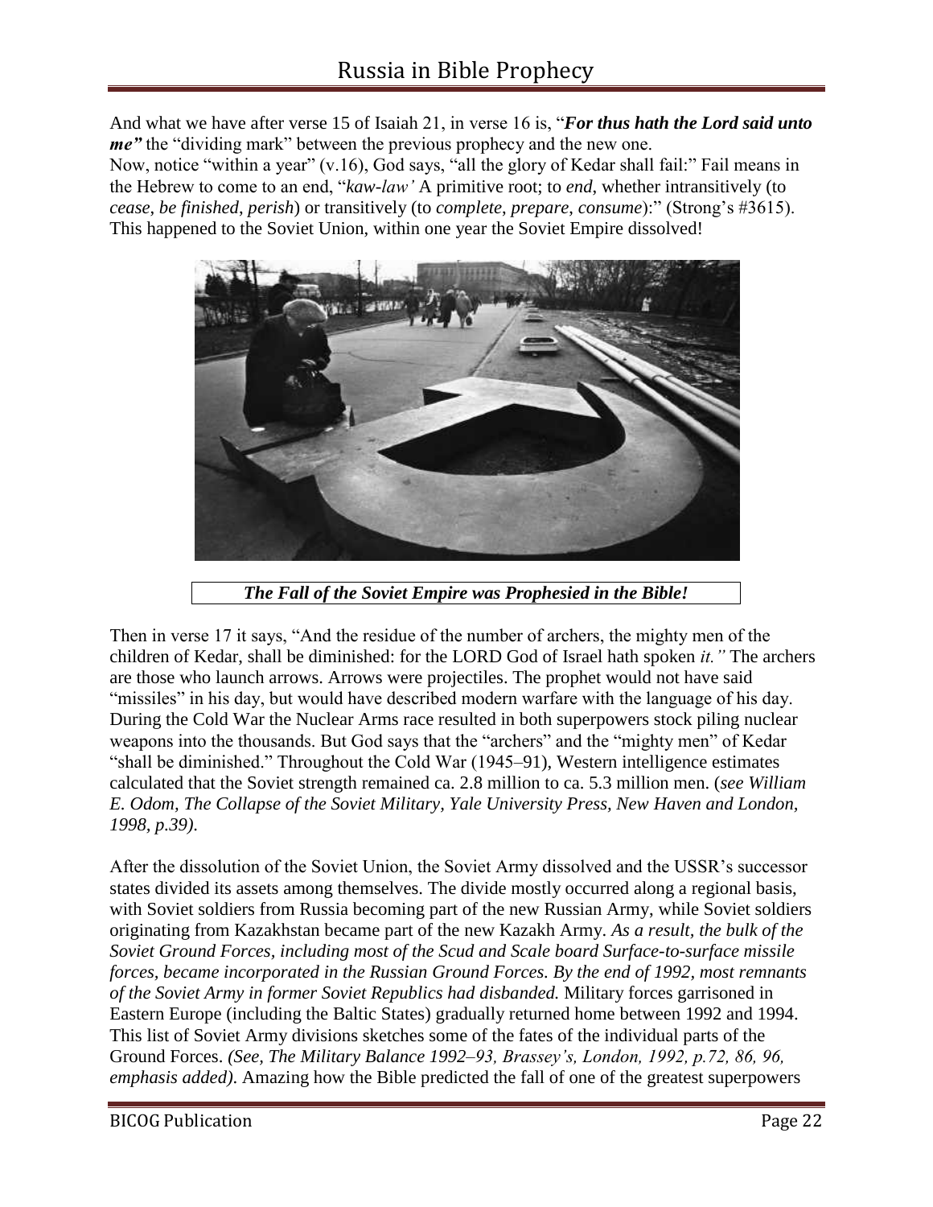And what we have after verse 15 of Isaiah 21, in verse 16 is, "***For thus hath the Lord said unto me"*** the "dividing mark" between the previous prophecy and the new one.
Now, notice "within a year" (v.16), God says, "all the glory of Kedar shall fail:" Fail means in the Hebrew to come to an end, "*kaw-law'* A primitive root; to *end*, whether intransitively (to *cease*, *be finished*, *perish*) or transitively (to *complete*, *prepare*, *consume*):" (Strong's #3615). This happened to the Soviet Union, within one year the Soviet Empire dissolved!

***The Fall of the Soviet Empire was Prophesied in the Bible!***

Then in verse 17 it says, "And the residue of the number of archers, the mighty men of the children of Kedar, shall be diminished: for the LORD God of Israel hath spoken *it."* The archers are those who launch arrows. Arrows were projectiles. The prophet would not have said "missiles" in his day, but would have described modern warfare with the language of his day. During the Cold War the Nuclear Arms race resulted in both superpowers stock piling nuclear weapons into the thousands. But God says that the "archers" and the "mighty men" of Kedar "shall be diminished." Throughout the Cold War (1945–91), Western intelligence estimates calculated that the Soviet strength remained ca. 2.8 million to ca. 5.3 million men. (*see William E. Odom, The Collapse of the Soviet Military, Yale University Press, New Haven and London, 1998, p.39).*

After the dissolution of the Soviet Union, the Soviet Army dissolved and the USSR's successor states divided its assets among themselves. The divide mostly occurred along a regional basis, with Soviet soldiers from Russia becoming part of the new Russian Army, while Soviet soldiers originating from Kazakhstan became part of the new Kazakh Army. *As a result, the bulk of the Soviet Ground Forces, including most of the Scud and Scale board Surface-to-surface missile forces, became incorporated in the Russian Ground Forces. By the end of 1992, most remnants of the Soviet Army in former Soviet Republics had disbanded.* Military forces garrisoned in Eastern Europe (including the Baltic States) gradually returned home between 1992 and 1994. This list of Soviet Army divisions sketches some of the fates of the individual parts of the Ground Forces. *(See, The Military Balance 1992–93, Brassey's, London, 1992, p.72, 86, 96, emphasis added).* Amazing how the Bible predicted the fall of one of the greatest superpowers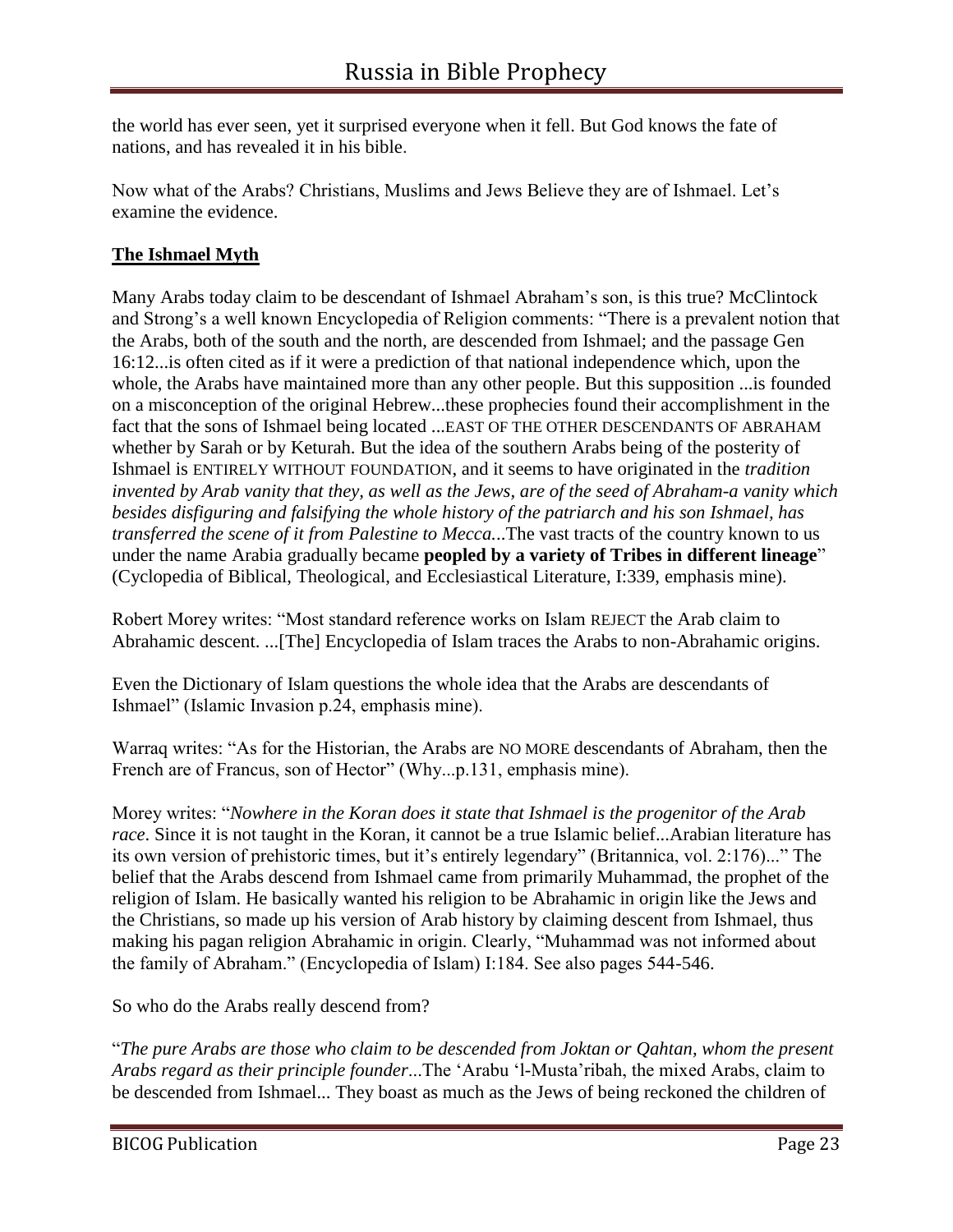the world has ever seen, yet it surprised everyone when it fell. But God knows the fate of nations, and has revealed it in his bible.

Now what of the Arabs? Christians, Muslims and Jews Believe they are of Ishmael. Let's examine the evidence.

## **The Ishmael Myth**

Many Arabs today claim to be descendant of Ishmael Abraham's son, is this true? McClintock and Strong's a well known Encyclopedia of Religion comments: "There is a prevalent notion that the Arabs, both of the south and the north, are descended from Ishmael; and the passage Gen 16:12...is often cited as if it were a prediction of that national independence which, upon the whole, the Arabs have maintained more than any other people. But this supposition ...is founded on a misconception of the original Hebrew...these prophecies found their accomplishment in the fact that the sons of Ishmael being located ...EAST OF THE OTHER DESCENDANTS OF ABRAHAM whether by Sarah or by Keturah. But the idea of the southern Arabs being of the posterity of Ishmael is ENTIRELY WITHOUT FOUNDATION, and it seems to have originated in the *tradition invented by Arab vanity that they, as well as the Jews, are of the seed of Abraham-a vanity which besides disfiguring and falsifying the whole history of the patriarch and his son Ishmael, has transferred the scene of it from Palestine to Mecca*...The vast tracts of the country known to us under the name Arabia gradually became **peopled by a variety of Tribes in different lineage**" (Cyclopedia of Biblical, Theological, and Ecclesiastical Literature, I:339, emphasis mine).

Robert Morey writes: "Most standard reference works on Islam REJECT the Arab claim to Abrahamic descent. ...[The] Encyclopedia of Islam traces the Arabs to non-Abrahamic origins.

Even the Dictionary of Islam questions the whole idea that the Arabs are descendants of Ishmael" (Islamic Invasion p.24, emphasis mine).

Warraq writes: "As for the Historian, the Arabs are NO MORE descendants of Abraham, then the French are of Francus, son of Hector" (Why...p.131, emphasis mine).

Morey writes: "*Nowhere in the Koran does it state that Ishmael is the progenitor of the Arab race*. Since it is not taught in the Koran, it cannot be a true Islamic belief...Arabian literature has its own version of prehistoric times, but it's entirely legendary" (Britannica, vol. 2:176)..." The belief that the Arabs descend from Ishmael came from primarily Muhammad, the prophet of the religion of Islam. He basically wanted his religion to be Abrahamic in origin like the Jews and the Christians, so made up his version of Arab history by claiming descent from Ishmael, thus making his pagan religion Abrahamic in origin. Clearly, "Muhammad was not informed about the family of Abraham." (Encyclopedia of Islam) I:184. See also pages 544-546.

So who do the Arabs really descend from?

"*The pure Arabs are those who claim to be descended from Joktan or Qahtan, whom the present Arabs regard as their principle founder*...The 'Arabu 'l-Musta'ribah, the mixed Arabs, claim to be descended from Ishmael... They boast as much as the Jews of being reckoned the children of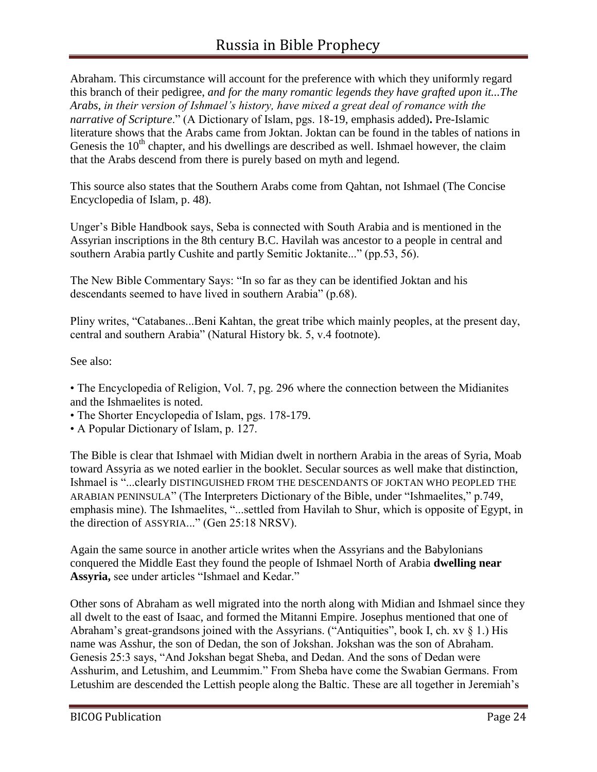Abraham. This circumstance will account for the preference with which they uniformly regard this branch of their pedigree, *and for the many romantic legends they have grafted upon it...The Arabs, in their version of Ishmael's history, have mixed a great deal of romance with the narrative of Scripture*." (A Dictionary of Islam, pgs. 18-19, emphasis added)**.** Pre-Islamic literature shows that the Arabs came from Joktan. Joktan can be found in the tables of nations in Genesis the 10th chapter, and his dwellings are described as well. Ishmael however, the claim that the Arabs descend from there is purely based on myth and legend.

This source also states that the Southern Arabs come from Qahtan, not Ishmael (The Concise Encyclopedia of Islam, p. 48).

Unger's Bible Handbook says, Seba is connected with South Arabia and is mentioned in the Assyrian inscriptions in the 8th century B.C. Havilah was ancestor to a people in central and southern Arabia partly Cushite and partly Semitic Joktanite..." (pp.53, 56).

The New Bible Commentary Says: "In so far as they can be identified Joktan and his descendants seemed to have lived in southern Arabia" (p.68).

Pliny writes, "Catabanes...Beni Kahtan, the great tribe which mainly peoples, at the present day, central and southern Arabia" (Natural History bk. 5, v.4 footnote).

See also:

- The Encyclopedia of Religion, Vol. 7, pg. 296 where the connection between the Midianites and the Ishmaelites is noted.
- The Shorter Encyclopedia of Islam, pgs. 178-179.
- A Popular Dictionary of Islam, p. 127.

The Bible is clear that Ishmael with Midian dwelt in northern Arabia in the areas of Syria, Moab toward Assyria as we noted earlier in the booklet. Secular sources as well make that distinction, Ishmael is "...clearly DISTINGUISHED FROM THE DESCENDANTS OF JOKTAN WHO PEOPLED THE ARABIAN PENINSULA" (The Interpreters Dictionary of the Bible, under "Ishmaelites," p.749, emphasis mine). The Ishmaelites, "...settled from Havilah to Shur, which is opposite of Egypt, in the direction of ASSYRIA..." (Gen 25:18 NRSV).

Again the same source in another article writes when the Assyrians and the Babylonians conquered the Middle East they found the people of Ishmael North of Arabia **dwelling near Assyria,** see under articles "Ishmael and Kedar."

Other sons of Abraham as well migrated into the north along with Midian and Ishmael since they all dwelt to the east of Isaac, and formed the Mitanni Empire. Josephus mentioned that one of Abraham's great-grandsons joined with the Assyrians. ("Antiquities", book I, ch. xv § 1.) His name was Asshur, the son of Dedan, the son of Jokshan. Jokshan was the son of Abraham. Genesis 25:3 says, "And Jokshan begat Sheba, and Dedan. And the sons of Dedan were Asshurim, and Letushim, and Leummim." From Sheba have come the Swabian Germans. From Letushim are descended the Lettish people along the Baltic. These are all together in Jeremiah's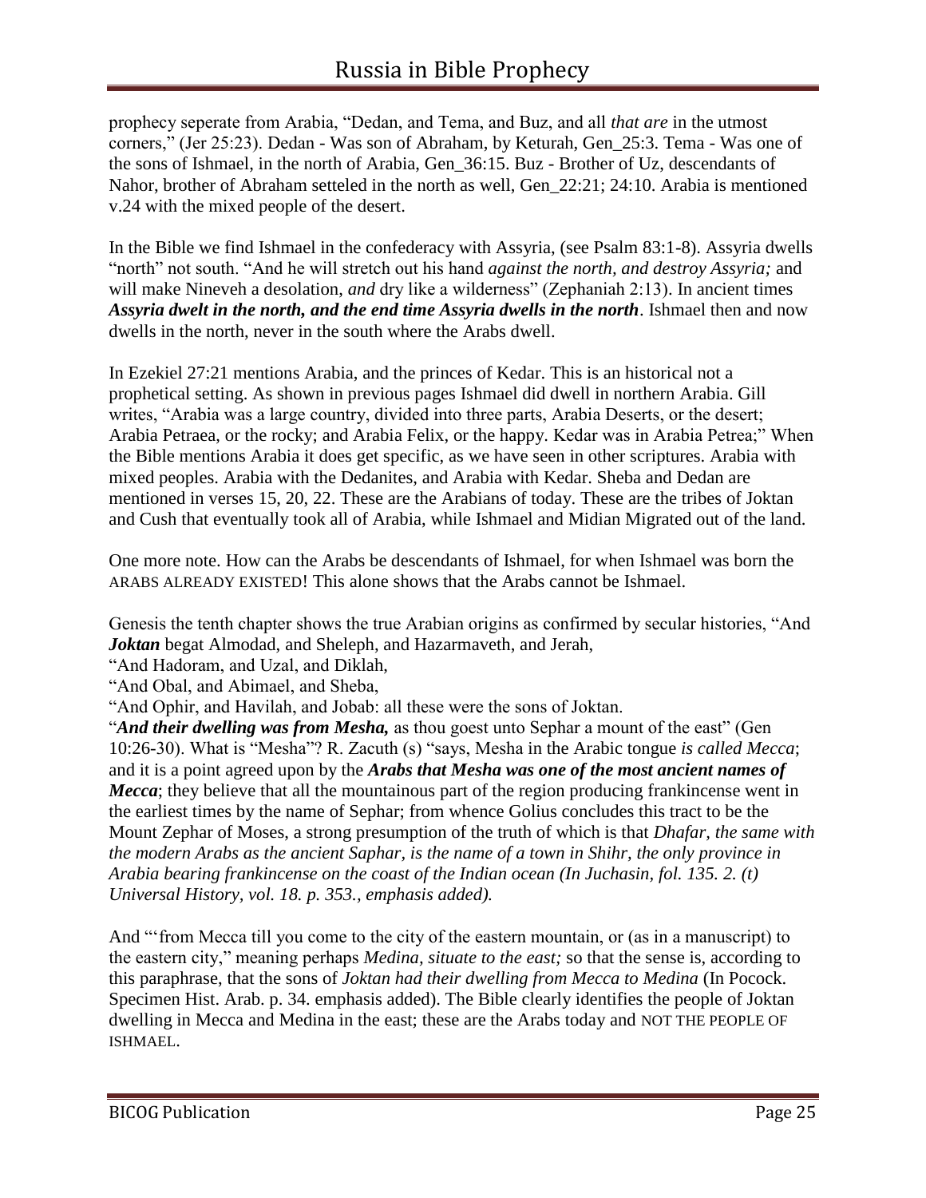prophecy seperate from Arabia, "Dedan, and Tema, and Buz, and all *that are* in the utmost corners," (Jer 25:23). Dedan - Was son of Abraham, by Keturah, Gen_25:3. Tema - Was one of the sons of Ishmael, in the north of Arabia, Gen_36:15. Buz - Brother of Uz, descendants of Nahor, brother of Abraham setteled in the north as well, Gen_22:21; 24:10. Arabia is mentioned v.24 with the mixed people of the desert.

In the Bible we find Ishmael in the confederacy with Assyria, (see Psalm 83:1-8). Assyria dwells "north" not south. "And he will stretch out his hand *against the north, and destroy Assyria;* and will make Nineveh a desolation, *and* dry like a wilderness" (Zephaniah 2:13). In ancient times ***Assyria dwelt in the north, and the end time Assyria dwells in the north***. Ishmael then and now dwells in the north, never in the south where the Arabs dwell.

In Ezekiel 27:21 mentions Arabia, and the princes of Kedar. This is an historical not a prophetical setting. As shown in previous pages Ishmael did dwell in northern Arabia. Gill writes, "Arabia was a large country, divided into three parts, Arabia Deserts, or the desert; Arabia Petraea, or the rocky; and Arabia Felix, or the happy. Kedar was in Arabia Petrea;" When the Bible mentions Arabia it does get specific, as we have seen in other scriptures. Arabia with mixed peoples. Arabia with the Dedanites, and Arabia with Kedar. Sheba and Dedan are mentioned in verses 15, 20, 22. These are the Arabians of today. These are the tribes of Joktan and Cush that eventually took all of Arabia, while Ishmael and Midian Migrated out of the land.

One more note. How can the Arabs be descendants of Ishmael, for when Ishmael was born the ARABS ALREADY EXISTED! This alone shows that the Arabs cannot be Ishmael.

Genesis the tenth chapter shows the true Arabian origins as confirmed by secular histories, "And ***Joktan*** begat Almodad, and Sheleph, and Hazarmaveth, and Jerah,

"And Hadoram, and Uzal, and Diklah,

"And Obal, and Abimael, and Sheba,

"And Ophir, and Havilah, and Jobab: all these were the sons of Joktan.

"***And their dwelling was from Mesha,*** as thou goest unto Sephar a mount of the east" (Gen 10:26-30). What is "Mesha"? R. Zacuth (s) "says, Mesha in the Arabic tongue *is called Mecca*; and it is a point agreed upon by the ***Arabs that Mesha was one of the most ancient names of Mecca***; they believe that all the mountainous part of the region producing frankincense went in the earliest times by the name of Sephar; from whence Golius concludes this tract to be the Mount Zephar of Moses, a strong presumption of the truth of which is that *Dhafar, the same with the modern Arabs as the ancient Saphar, is the name of a town in Shihr, the only province in Arabia bearing frankincense on the coast of the Indian ocean (In Juchasin, fol. 135. 2. (t) Universal History, vol. 18. p. 353., emphasis added).*

And "'from Mecca till you come to the city of the eastern mountain, or (as in a manuscript) to the eastern city," meaning perhaps *Medina, situate to the east;* so that the sense is, according to this paraphrase, that the sons of *Joktan had their dwelling from Mecca to Medina* (In Pocock. Specimen Hist. Arab. p. 34. emphasis added). The Bible clearly identifies the people of Joktan dwelling in Mecca and Medina in the east; these are the Arabs today and NOT THE PEOPLE OF ISHMAEL.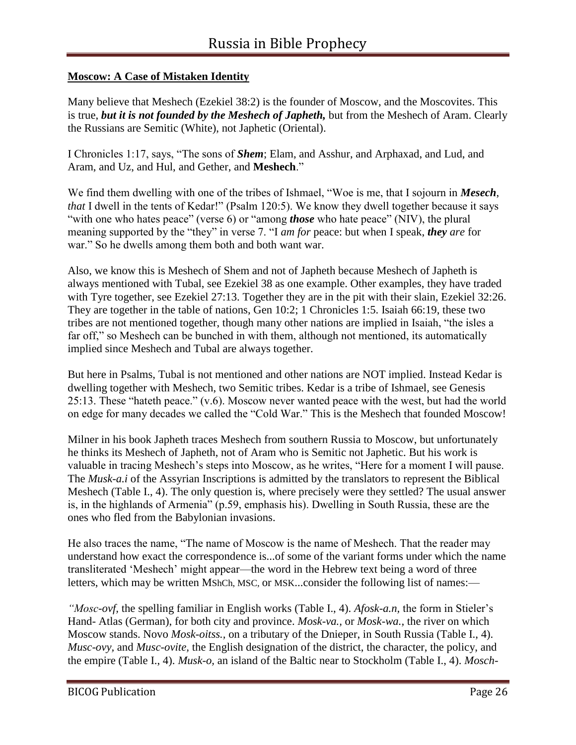**Moscow: A Case of Mistaken Identity**

Many believe that Meshech (Ezekiel 38:2) is the founder of Moscow, and the Moscovites. This is true, ***but it is not founded by the Meshech of Japheth,*** but from the Meshech of Aram. Clearly the Russians are Semitic (White), not Japhetic (Oriental).

I Chronicles 1:17, says, "The sons of ***Shem***; Elam, and Asshur, and Arphaxad, and Lud, and Aram, and Uz, and Hul, and Gether, and **Meshech**."

We find them dwelling with one of the tribes of Ishmael, "Woe is me, that I sojourn in ***Mesech***, *that* I dwell in the tents of Kedar!" (Psalm 120:5). We know they dwell together because it says "with one who hates peace" (verse 6) or "among ***those*** who hate peace" (NIV), the plural meaning supported by the "they" in verse 7. "I *am for* peace: but when I speak, ***they*** *are* for war." So he dwells among them both and both want war.

Also, we know this is Meshech of Shem and not of Japheth because Meshech of Japheth is always mentioned with Tubal, see Ezekiel 38 as one example. Other examples, they have traded with Tyre together, see Ezekiel 27:13. Together they are in the pit with their slain, Ezekiel 32:26. They are together in the table of nations, Gen 10:2; 1 Chronicles 1:5. Isaiah 66:19, these two tribes are not mentioned together, though many other nations are implied in Isaiah, "the isles a far off," so Meshech can be bunched in with them, although not mentioned, its automatically implied since Meshech and Tubal are always together.

But here in Psalms, Tubal is not mentioned and other nations are NOT implied. Instead Kedar is dwelling together with Meshech, two Semitic tribes. Kedar is a tribe of Ishmael, see Genesis 25:13. These "hateth peace." (v.6). Moscow never wanted peace with the west, but had the world on edge for many decades we called the "Cold War." This is the Meshech that founded Moscow!

Milner in his book Japheth traces Meshech from southern Russia to Moscow, but unfortunately he thinks its Meshech of Japheth, not of Aram who is Semitic not Japhetic. But his work is valuable in tracing Meshech's steps into Moscow, as he writes, "Here for a moment I will pause. The *Musk-a.i* of the Assyrian Inscriptions is admitted by the translators to represent the Biblical Meshech (Table I., 4). The only question is, where precisely were they settled? The usual answer is, in the highlands of Armenia" (p.59, emphasis his). Dwelling in South Russia, these are the ones who fled from the Babylonian invasions.

He also traces the name, "The name of Moscow is the name of Meshech. That the reader may understand how exact the correspondence is...of some of the variant forms under which the name transliterated 'Meshech' might appear—the word in the Hebrew text being a word of three letters, which may be written MShCh, MSC, or MSK...consider the following list of names:—

*"Mosc-ovf*, the spelling familiar in English works (Table I., 4). *Afosk-a.n*, the form in Stieler's Hand- Atlas (German), for both city and province. *Mosk-va.*, or *Mosk-wa.*, the river on which Moscow stands. Novo *Mosk-oitss.*, on a tributary of the Dnieper, in South Russia (Table I., 4). *Musc-ovy*, and *Musc-ovite*, the English designation of the district, the character, the policy, and the empire (Table I., 4). *Musk-o*, an island of the Baltic near to Stockholm (Table I., 4). *Mosch-*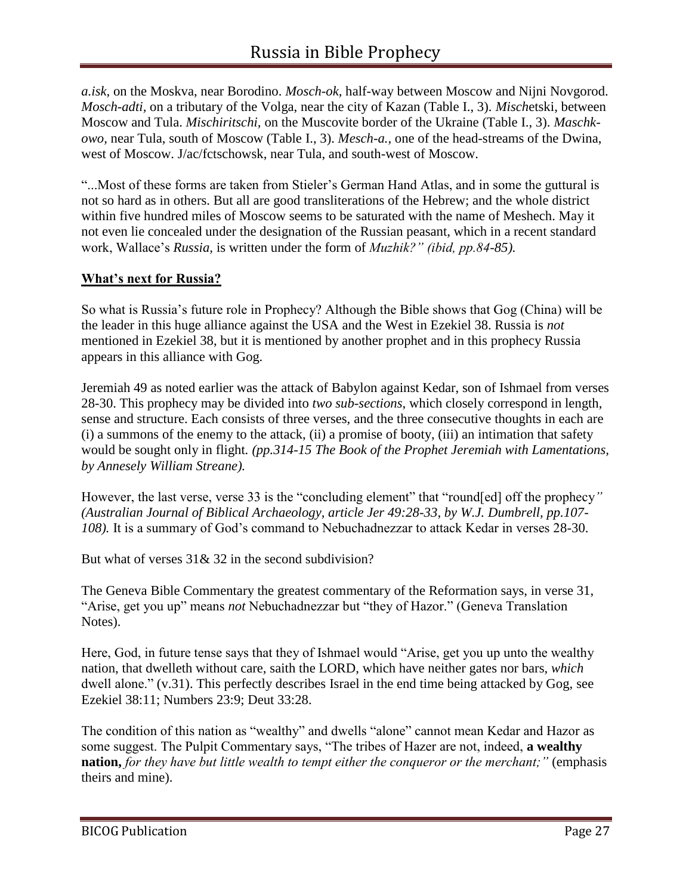*a.isk,* on the Moskva, near Borodino. *Mosch-ok*, half-way between Moscow and Nijni Novgorod. *Mosch-adti*, on a tributary of the Volga, near the city of Kazan (Table I., 3). *Misch*etski, between Moscow and Tula. *Mischiritschi,* on the Muscovite border of the Ukraine (Table I., 3). *Maschk-owo,* near Tula, south of Moscow (Table I., 3). *Mesch-a.*, one of the head-streams of the Dwina, west of Moscow. J/ac/fctschowsk, near Tula, and south-west of Moscow.

"...Most of these forms are taken from Stieler's German Hand Atlas, and in some the guttural is not so hard as in others. But all are good transliterations of the Hebrew; and the whole district within five hundred miles of Moscow seems to be saturated with the name of Meshech. May it not even lie concealed under the designation of the Russian peasant, which in a recent standard work, Wallace's *Russia,* is written under the form of *Muzhik?" (ibid, pp.84-85).*

**What's next for Russia?**

So what is Russia's future role in Prophecy? Although the Bible shows that Gog (China) will be the leader in this huge alliance against the USA and the West in Ezekiel 38. Russia is *not* mentioned in Ezekiel 38, but it is mentioned by another prophet and in this prophecy Russia appears in this alliance with Gog.

Jeremiah 49 as noted earlier was the attack of Babylon against Kedar, son of Ishmael from verses 28-30. This prophecy may be divided into *two sub-sections*, which closely correspond in length, sense and structure. Each consists of three verses, and the three consecutive thoughts in each are (i) a summons of the enemy to the attack, (ii) a promise of booty, (iii) an intimation that safety would be sought only in flight*. (pp.314-15 The Book of the Prophet Jeremiah with Lamentations, by Annesely William Streane).*

However, the last verse, verse 33 is the "concluding element" that "round[ed] off the prophecy*" (Australian Journal of Biblical Archaeology, article Jer 49:28-33, by W.J. Dumbrell, pp.107-108).* It is a summary of God's command to Nebuchadnezzar to attack Kedar in verses 28-30.

But what of verses 31& 32 in the second subdivision?

The Geneva Bible Commentary the greatest commentary of the Reformation says, in verse 31, "Arise, get you up" means *not* Nebuchadnezzar but "they of Hazor." (Geneva Translation Notes).

Here, God, in future tense says that they of Ishmael would "Arise, get you up unto the wealthy nation, that dwelleth without care, saith the LORD, which have neither gates nor bars, *which* dwell alone." (v.31). This perfectly describes Israel in the end time being attacked by Gog, see Ezekiel 38:11; Numbers 23:9; Deut 33:28.

The condition of this nation as "wealthy" and dwells "alone" cannot mean Kedar and Hazor as some suggest. The Pulpit Commentary says, "The tribes of Hazer are not, indeed, **a wealthy nation,** *for they have but little wealth to tempt either the conqueror or the merchant;"* (emphasis theirs and mine).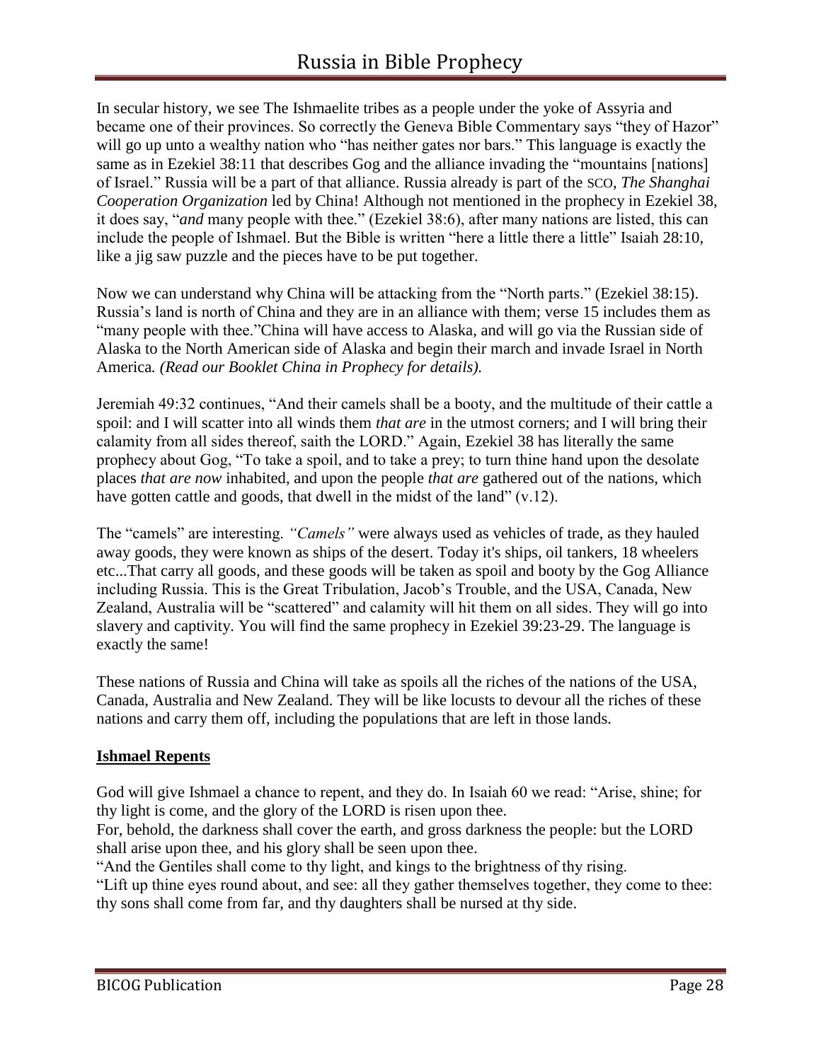In secular history, we see The Ishmaelite tribes as a people under the yoke of Assyria and became one of their provinces. So correctly the Geneva Bible Commentary says "they of Hazor" will go up unto a wealthy nation who "has neither gates nor bars." This language is exactly the same as in Ezekiel 38:11 that describes Gog and the alliance invading the "mountains [nations] of Israel." Russia will be a part of that alliance. Russia already is part of the SCO, *The Shanghai Cooperation Organization* led by China! Although not mentioned in the prophecy in Ezekiel 38, it does say, "*and* many people with thee." (Ezekiel 38:6), after many nations are listed, this can include the people of Ishmael. But the Bible is written "here a little there a little" Isaiah 28:10, like a jig saw puzzle and the pieces have to be put together.

Now we can understand why China will be attacking from the "North parts." (Ezekiel 38:15). Russia's land is north of China and they are in an alliance with them; verse 15 includes them as "many people with thee."China will have access to Alaska, and will go via the Russian side of Alaska to the North American side of Alaska and begin their march and invade Israel in North America*. (Read our Booklet China in Prophecy for details).*

Jeremiah 49:32 continues, "And their camels shall be a booty, and the multitude of their cattle a spoil: and I will scatter into all winds them *that are* in the utmost corners; and I will bring their calamity from all sides thereof, saith the LORD." Again, Ezekiel 38 has literally the same prophecy about Gog, "To take a spoil, and to take a prey; to turn thine hand upon the desolate places *that are now* inhabited, and upon the people *that are* gathered out of the nations, which have gotten cattle and goods, that dwell in the midst of the land" (v.12).

The "camels" are interesting. *"Camels"* were always used as vehicles of trade, as they hauled away goods, they were known as ships of the desert. Today it's ships, oil tankers, 18 wheelers etc...That carry all goods, and these goods will be taken as spoil and booty by the Gog Alliance including Russia. This is the Great Tribulation, Jacob's Trouble, and the USA, Canada, New Zealand, Australia will be "scattered" and calamity will hit them on all sides. They will go into slavery and captivity. You will find the same prophecy in Ezekiel 39:23-29. The language is exactly the same!

These nations of Russia and China will take as spoils all the riches of the nations of the USA, Canada, Australia and New Zealand. They will be like locusts to devour all the riches of these nations and carry them off, including the populations that are left in those lands.

**Ishmael Repents**

God will give Ishmael a chance to repent, and they do. In Isaiah 60 we read: "Arise, shine; for thy light is come, and the glory of the LORD is risen upon thee.
For, behold, the darkness shall cover the earth, and gross darkness the people: but the LORD shall arise upon thee, and his glory shall be seen upon thee.
"And the Gentiles shall come to thy light, and kings to the brightness of thy rising.
"Lift up thine eyes round about, and see: all they gather themselves together, they come to thee: thy sons shall come from far, and thy daughters shall be nursed at thy side.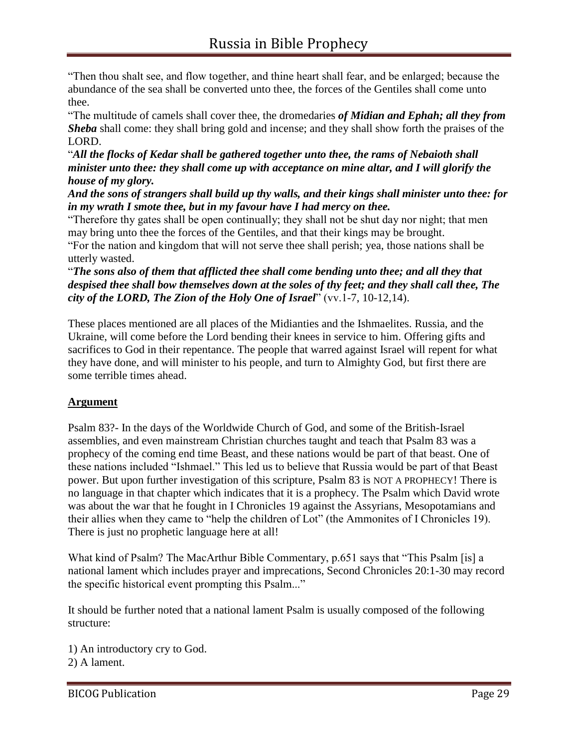"Then thou shalt see, and flow together, and thine heart shall fear, and be enlarged; because the abundance of the sea shall be converted unto thee, the forces of the Gentiles shall come unto thee.

"The multitude of camels shall cover thee, the dromedaries ***of Midian and Ephah; all they from Sheba*** shall come: they shall bring gold and incense; and they shall show forth the praises of the LORD.

"***All the flocks of Kedar shall be gathered together unto thee, the rams of Nebaioth shall minister unto thee: they shall come up with acceptance on mine altar, and I will glorify the house of my glory.***

***And the sons of strangers shall build up thy walls, and their kings shall minister unto thee: for in my wrath I smote thee, but in my favour have I had mercy on thee.***

"Therefore thy gates shall be open continually; they shall not be shut day nor night; that men may bring unto thee the forces of the Gentiles, and that their kings may be brought.

"For the nation and kingdom that will not serve thee shall perish; yea, those nations shall be utterly wasted.

"***The sons also of them that afflicted thee shall come bending unto thee; and all they that despised thee shall bow themselves down at the soles of thy feet; and they shall call thee, The city of the LORD, The Zion of the Holy One of Israel***" (vv.1-7, 10-12,14).

These places mentioned are all places of the Midianties and the Ishmaelites. Russia, and the Ukraine, will come before the Lord bending their knees in service to him. Offering gifts and sacrifices to God in their repentance. The people that warred against Israel will repent for what they have done, and will minister to his people, and turn to Almighty God, but first there are some terrible times ahead.

**Argument**

Psalm 83?- In the days of the Worldwide Church of God, and some of the British-Israel assemblies, and even mainstream Christian churches taught and teach that Psalm 83 was a prophecy of the coming end time Beast, and these nations would be part of that beast. One of these nations included "Ishmael." This led us to believe that Russia would be part of that Beast power. But upon further investigation of this scripture, Psalm 83 is NOT A PROPHECY! There is no language in that chapter which indicates that it is a prophecy. The Psalm which David wrote was about the war that he fought in I Chronicles 19 against the Assyrians, Mesopotamians and their allies when they came to "help the children of Lot" (the Ammonites of I Chronicles 19). There is just no prophetic language here at all!

What kind of Psalm? The MacArthur Bible Commentary, p.651 says that "This Psalm [is] a national lament which includes prayer and imprecations, Second Chronicles 20:1-30 may record the specific historical event prompting this Psalm..."

It should be further noted that a national lament Psalm is usually composed of the following structure:

1) An introductory cry to God.
2) A lament.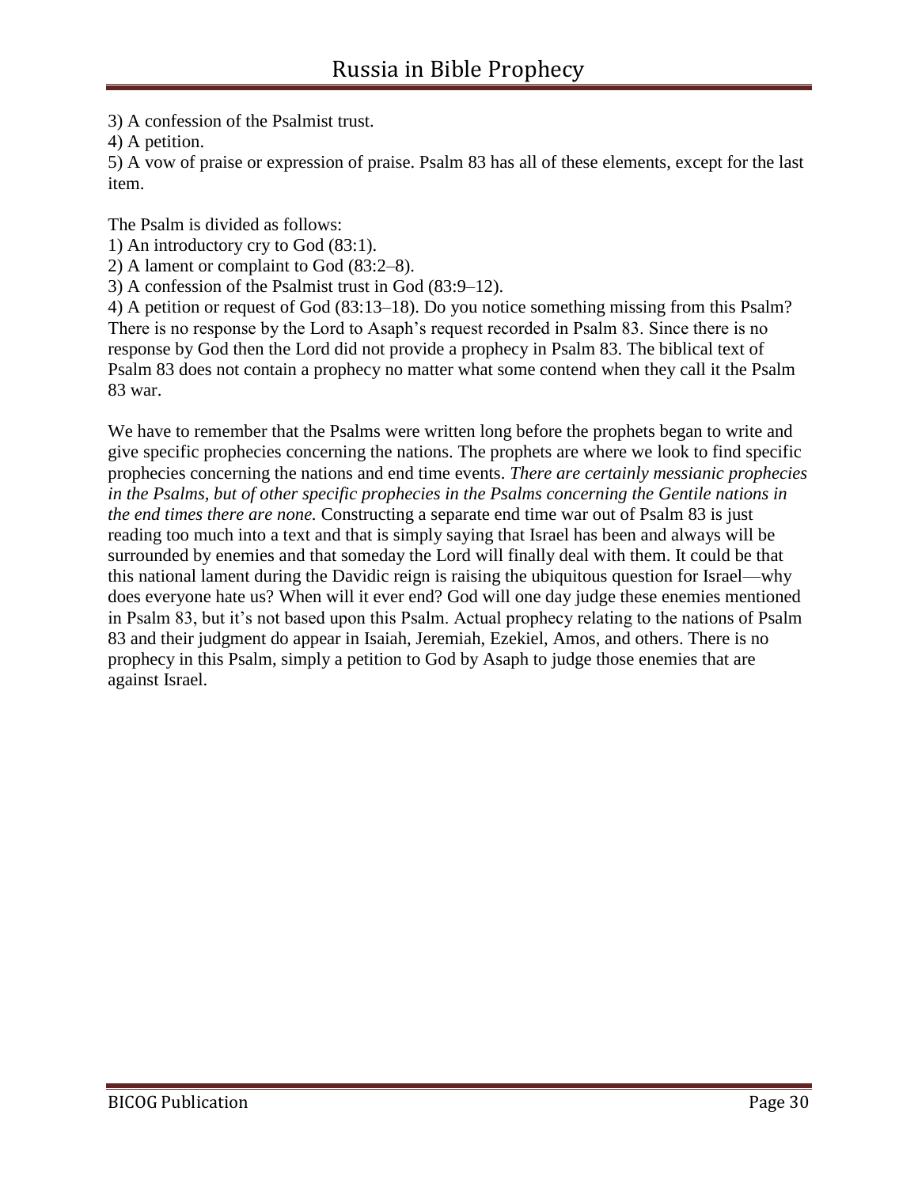3) A confession of the Psalmist trust.
4) A petition.
5) A vow of praise or expression of praise. Psalm 83 has all of these elements, except for the last item.

The Psalm is divided as follows:
1) An introductory cry to God (83:1).
2) A lament or complaint to God (83:2–8).
3) A confession of the Psalmist trust in God (83:9–12).
4) A petition or request of God (83:13–18). Do you notice something missing from this Psalm? There is no response by the Lord to Asaph's request recorded in Psalm 83. Since there is no response by God then the Lord did not provide a prophecy in Psalm 83. The biblical text of Psalm 83 does not contain a prophecy no matter what some contend when they call it the Psalm 83 war.

We have to remember that the Psalms were written long before the prophets began to write and give specific prophecies concerning the nations. The prophets are where we look to find specific prophecies concerning the nations and end time events. *There are certainly messianic prophecies in the Psalms, but of other specific prophecies in the Psalms concerning the Gentile nations in the end times there are none.* Constructing a separate end time war out of Psalm 83 is just reading too much into a text and that is simply saying that Israel has been and always will be surrounded by enemies and that someday the Lord will finally deal with them. It could be that this national lament during the Davidic reign is raising the ubiquitous question for Israel—why does everyone hate us? When will it ever end? God will one day judge these enemies mentioned in Psalm 83, but it's not based upon this Psalm. Actual prophecy relating to the nations of Psalm 83 and their judgment do appear in Isaiah, Jeremiah, Ezekiel, Amos, and others. There is no prophecy in this Psalm, simply a petition to God by Asaph to judge those enemies that are against Israel.